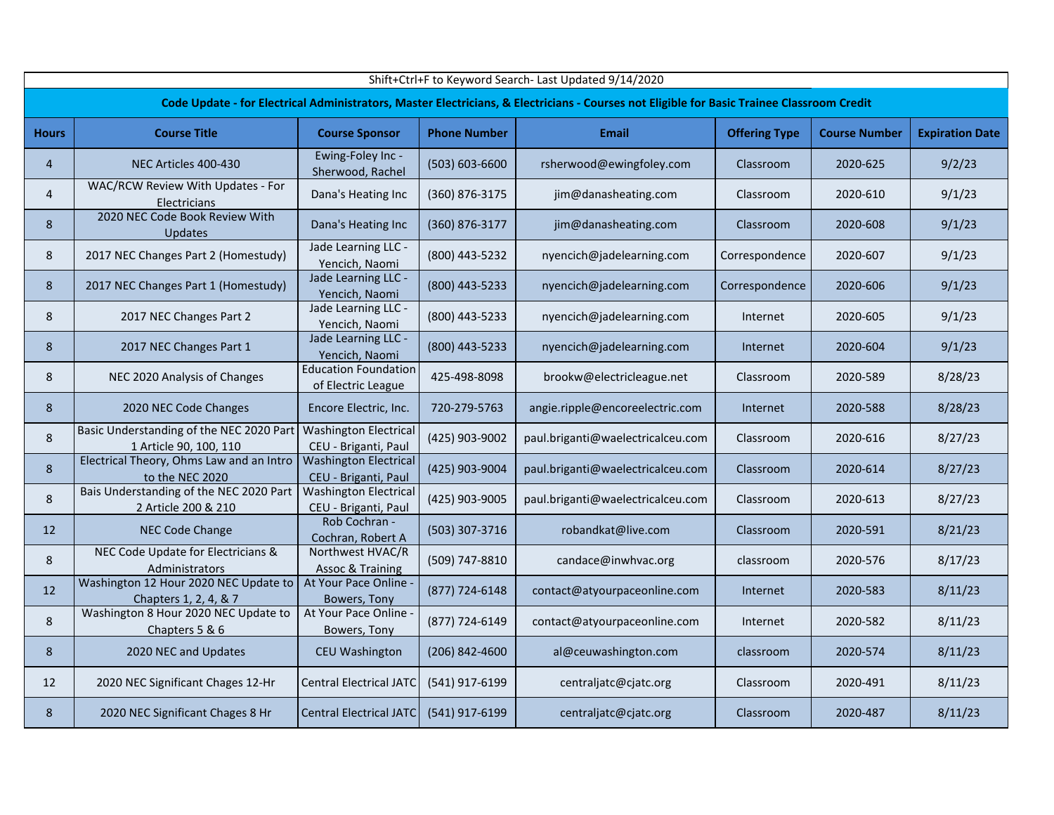Shift+Ctrl+F to Keyword Search- Last Updated 9/14/2020

**Code Update - for Electrical Administrators, Master Electricians, & Electricians - Courses not Eligible for Basic Trainee Classroom Credit**

| Hours | Course Title | Course Sponsor | Phone Number | Email | Offering Type | Course Number | Expiration Date |
|---|---|---|---|---|---|---|---|
| 4 | NEC Articles 400-430 | Ewing-Foley Inc - Sherwood, Rachel | (503) 603-6600 | rsherwood@ewingfoley.com | Classroom | 2020-625 | 9/2/23 |
| 4 | WAC/RCW Review With Updates - For Electricians | Dana's Heating Inc | (360) 876-3175 | jim@danasheating.com | Classroom | 2020-610 | 9/1/23 |
| 8 | 2020 NEC Code Book Review With Updates | Dana's Heating Inc | (360) 876-3177 | jim@danasheating.com | Classroom | 2020-608 | 9/1/23 |
| 8 | 2017 NEC Changes Part 2 (Homestudy) | Jade Learning LLC - Yencich, Naomi | (800) 443-5232 | nyencich@jadelearning.com | Correspondence | 2020-607 | 9/1/23 |
| 8 | 2017 NEC Changes Part 1 (Homestudy) | Jade Learning LLC - Yencich, Naomi | (800) 443-5233 | nyencich@jadelearning.com | Correspondence | 2020-606 | 9/1/23 |
| 8 | 2017 NEC Changes Part 2 | Jade Learning LLC - Yencich, Naomi | (800) 443-5233 | nyencich@jadelearning.com | Internet | 2020-605 | 9/1/23 |
| 8 | 2017 NEC Changes Part 1 | Jade Learning LLC - Yencich, Naomi | (800) 443-5233 | nyencich@jadelearning.com | Internet | 2020-604 | 9/1/23 |
| 8 | NEC 2020 Analysis of Changes | Education Foundation of Electric League | 425-498-8098 | brookw@electricleague.net | Classroom | 2020-589 | 8/28/23 |
| 8 | 2020 NEC Code Changes | Encore Electric, Inc. | 720-279-5763 | angie.ripple@encoreelectric.com | Internet | 2020-588 | 8/28/23 |
| 8 | Basic Understanding of the NEC 2020 Part 1 Article 90, 100, 110 | Washington Electrical CEU - Briganti, Paul | (425) 903-9002 | paul.briganti@waelectricalceu.com | Classroom | 2020-616 | 8/27/23 |
| 8 | Electrical Theory, Ohms Law and an Intro to the NEC 2020 | Washington Electrical CEU - Briganti, Paul | (425) 903-9004 | paul.briganti@waelectricalceu.com | Classroom | 2020-614 | 8/27/23 |
| 8 | Bais Understanding of the NEC 2020 Part 2 Article 200 & 210 | Washington Electrical CEU - Briganti, Paul | (425) 903-9005 | paul.briganti@waelectricalceu.com | Classroom | 2020-613 | 8/27/23 |
| 12 | NEC Code Change | Rob Cochran - Cochran, Robert A | (503) 307-3716 | robandkat@live.com | Classroom | 2020-591 | 8/21/23 |
| 8 | NEC Code Update for Electricians & Administrators | Northwest HVAC/R Assoc & Training | (509) 747-8810 | candace@inwhvac.org | classroom | 2020-576 | 8/17/23 |
| 12 | Washington 12 Hour 2020 NEC Update to Chapters 1, 2, 4, & 7 | At Your Pace Online - Bowers, Tony | (877) 724-6148 | contact@atyourpaceonline.com | Internet | 2020-583 | 8/11/23 |
| 8 | Washington 8 Hour 2020 NEC Update to Chapters 5 & 6 | At Your Pace Online - Bowers, Tony | (877) 724-6149 | contact@atyourpaceonline.com | Internet | 2020-582 | 8/11/23 |
| 8 | 2020 NEC and Updates | CEU Washington | (206) 842-4600 | al@ceuwashington.com | classroom | 2020-574 | 8/11/23 |
| 12 | 2020 NEC Significant Chages 12-Hr | Central Electrical JATC | (541) 917-6199 | centraljatc@cjatc.org | Classroom | 2020-491 | 8/11/23 |
| 8 | 2020 NEC Significant Chages 8 Hr | Central Electrical JATC | (541) 917-6199 | centraljatc@cjatc.org | Classroom | 2020-487 | 8/11/23 |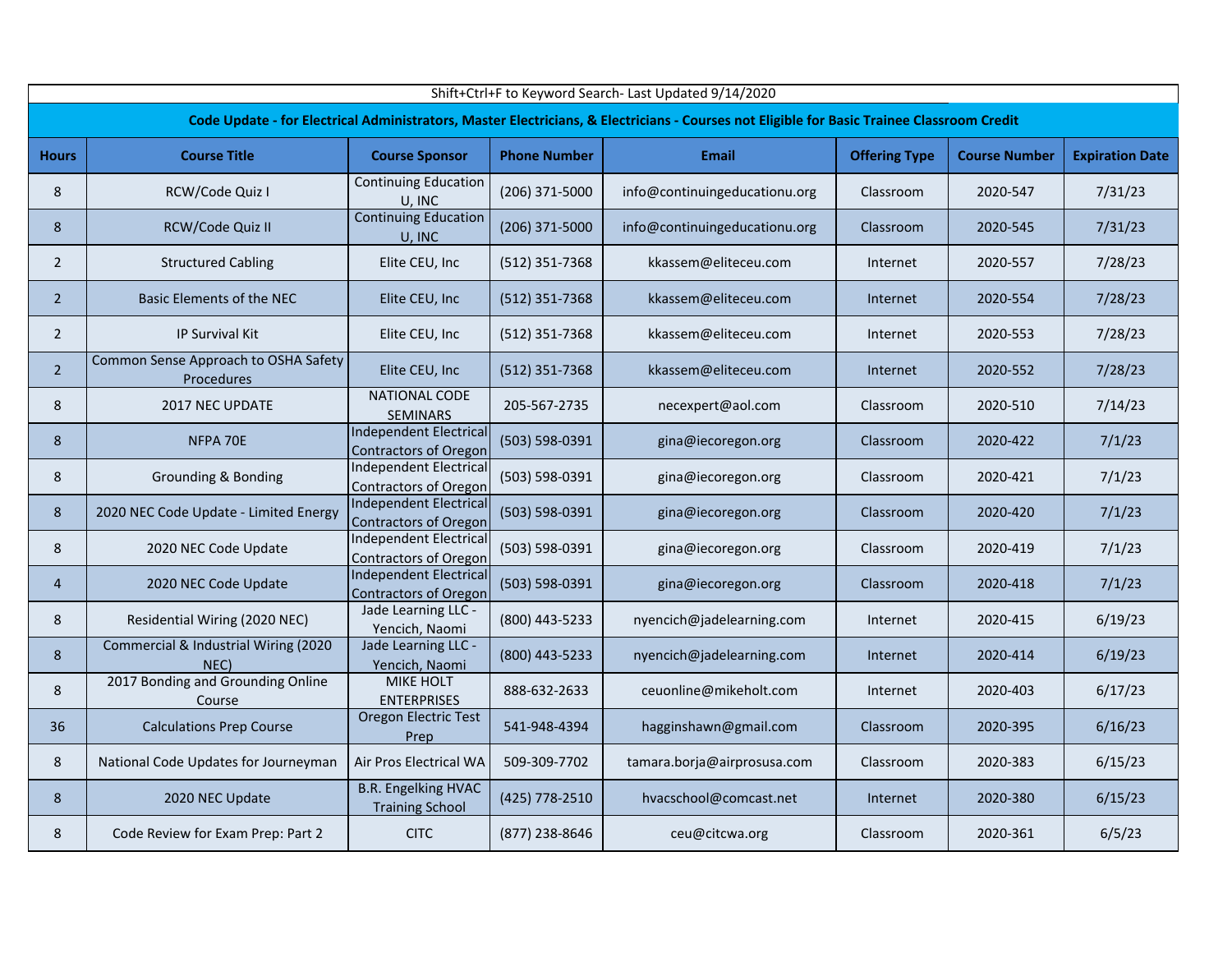Shift+Ctrl+F to Keyword Search- Last Updated 9/14/2020

**Code Update - for Electrical Administrators, Master Electricians, & Electricians - Courses not Eligible for Basic Trainee Classroom Credit**

| Hours | Course Title | Course Sponsor | Phone Number | Email | Offering Type | Course Number | Expiration Date |
|---|---|---|---|---|---|---|---|
| 8 | RCW/Code Quiz I | Continuing Education U, INC | (206) 371-5000 | info@continuingeducationu.org | Classroom | 2020-547 | 7/31/23 |
| 8 | RCW/Code Quiz II | Continuing Education U, INC | (206) 371-5000 | info@continuingeducationu.org | Classroom | 2020-545 | 7/31/23 |
| 2 | Structured Cabling | Elite CEU, Inc | (512) 351-7368 | kkassem@eliteceu.com | Internet | 2020-557 | 7/28/23 |
| 2 | Basic Elements of the NEC | Elite CEU, Inc | (512) 351-7368 | kkassem@eliteceu.com | Internet | 2020-554 | 7/28/23 |
| 2 | IP Survival Kit | Elite CEU, Inc | (512) 351-7368 | kkassem@eliteceu.com | Internet | 2020-553 | 7/28/23 |
| 2 | Common Sense Approach to OSHA Safety Procedures | Elite CEU, Inc | (512) 351-7368 | kkassem@eliteceu.com | Internet | 2020-552 | 7/28/23 |
| 8 | 2017 NEC UPDATE | NATIONAL CODE SEMINARS | 205-567-2735 | necexpert@aol.com | Classroom | 2020-510 | 7/14/23 |
| 8 | NFPA 70E | Independent Electrical Contractors of Oregon | (503) 598-0391 | gina@iecoregon.org | Classroom | 2020-422 | 7/1/23 |
| 8 | Grounding & Bonding | Independent Electrical Contractors of Oregon | (503) 598-0391 | gina@iecoregon.org | Classroom | 2020-421 | 7/1/23 |
| 8 | 2020 NEC Code Update - Limited Energy | Independent Electrical Contractors of Oregon | (503) 598-0391 | gina@iecoregon.org | Classroom | 2020-420 | 7/1/23 |
| 8 | 2020 NEC Code Update | Independent Electrical Contractors of Oregon | (503) 598-0391 | gina@iecoregon.org | Classroom | 2020-419 | 7/1/23 |
| 4 | 2020 NEC Code Update | Independent Electrical Contractors of Oregon | (503) 598-0391 | gina@iecoregon.org | Classroom | 2020-418 | 7/1/23 |
| 8 | Residential Wiring (2020 NEC) | Jade Learning LLC - Yencich, Naomi | (800) 443-5233 | nyencich@jadelearning.com | Internet | 2020-415 | 6/19/23 |
| 8 | Commercial & Industrial Wiring (2020 NEC) | Jade Learning LLC - Yencich, Naomi | (800) 443-5233 | nyencich@jadelearning.com | Internet | 2020-414 | 6/19/23 |
| 8 | 2017 Bonding and Grounding Online Course | MIKE HOLT ENTERPRISES | 888-632-2633 | ceuonline@mikeholt.com | Internet | 2020-403 | 6/17/23 |
| 36 | Calculations Prep Course | Oregon Electric Test Prep | 541-948-4394 | hagginshawn@gmail.com | Classroom | 2020-395 | 6/16/23 |
| 8 | National Code Updates for Journeyman | Air Pros Electrical WA | 509-309-7702 | tamara.borja@airprosusa.com | Classroom | 2020-383 | 6/15/23 |
| 8 | 2020 NEC Update | B.R. Engelking HVAC Training School | (425) 778-2510 | hvacschool@comcast.net | Internet | 2020-380 | 6/15/23 |
| 8 | Code Review for Exam Prep: Part 2 | CITC | (877) 238-8646 | ceu@citcwa.org | Classroom | 2020-361 | 6/5/23 |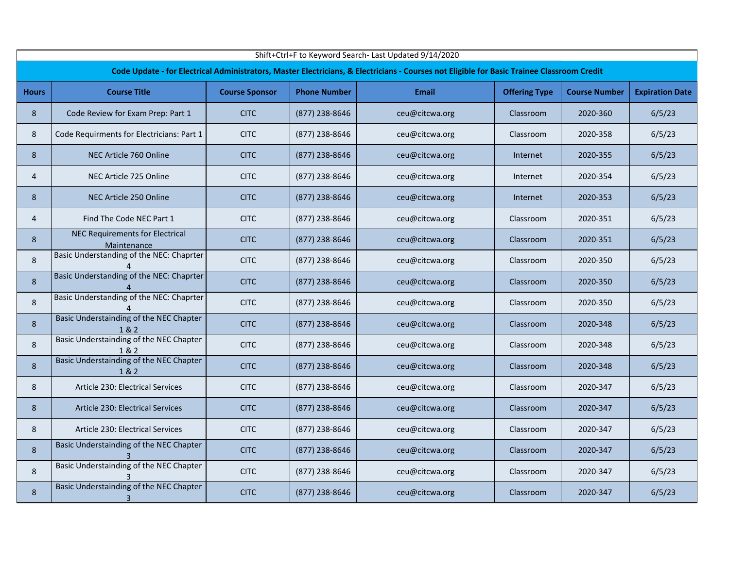Shift+Ctrl+F to Keyword Search- Last Updated 9/14/2020

**Code Update - for Electrical Administrators, Master Electricians, & Electricians - Courses not Eligible for Basic Trainee Classroom Credit**

| Hours | Course Title | Course Sponsor | Phone Number | Email | Offering Type | Course Number | Expiration Date |
|---|---|---|---|---|---|---|---|
| 8 | Code Review for Exam Prep: Part 1 | CITC | (877) 238-8646 | ceu@citcwa.org | Classroom | 2020-360 | 6/5/23 |
| 8 | Code Requirments for Electricians: Part 1 | CITC | (877) 238-8646 | ceu@citcwa.org | Classroom | 2020-358 | 6/5/23 |
| 8 | NEC Article 760 Online | CITC | (877) 238-8646 | ceu@citcwa.org | Internet | 2020-355 | 6/5/23 |
| 4 | NEC Article 725 Online | CITC | (877) 238-8646 | ceu@citcwa.org | Internet | 2020-354 | 6/5/23 |
| 8 | NEC Article 250 Online | CITC | (877) 238-8646 | ceu@citcwa.org | Internet | 2020-353 | 6/5/23 |
| 4 | Find The Code NEC Part 1 | CITC | (877) 238-8646 | ceu@citcwa.org | Classroom | 2020-351 | 6/5/23 |
| 8 | NEC Requirements for Electrical Maintenance | CITC | (877) 238-8646 | ceu@citcwa.org | Classroom | 2020-351 | 6/5/23 |
| 8 | Basic Understanding of the NEC: Chaprter 4 | CITC | (877) 238-8646 | ceu@citcwa.org | Classroom | 2020-350 | 6/5/23 |
| 8 | Basic Understanding of the NEC: Chaprter 4 | CITC | (877) 238-8646 | ceu@citcwa.org | Classroom | 2020-350 | 6/5/23 |
| 8 | Basic Understanding of the NEC: Chaprter 4 | CITC | (877) 238-8646 | ceu@citcwa.org | Classroom | 2020-350 | 6/5/23 |
| 8 | Basic Understainding of the NEC Chapter 1 & 2 | CITC | (877) 238-8646 | ceu@citcwa.org | Classroom | 2020-348 | 6/5/23 |
| 8 | Basic Understainding of the NEC Chapter 1 & 2 | CITC | (877) 238-8646 | ceu@citcwa.org | Classroom | 2020-348 | 6/5/23 |
| 8 | Basic Understainding of the NEC Chapter 1 & 2 | CITC | (877) 238-8646 | ceu@citcwa.org | Classroom | 2020-348 | 6/5/23 |
| 8 | Article 230: Electrical Services | CITC | (877) 238-8646 | ceu@citcwa.org | Classroom | 2020-347 | 6/5/23 |
| 8 | Article 230: Electrical Services | CITC | (877) 238-8646 | ceu@citcwa.org | Classroom | 2020-347 | 6/5/23 |
| 8 | Article 230: Electrical Services | CITC | (877) 238-8646 | ceu@citcwa.org | Classroom | 2020-347 | 6/5/23 |
| 8 | Basic Understainding of the NEC Chapter 3 | CITC | (877) 238-8646 | ceu@citcwa.org | Classroom | 2020-347 | 6/5/23 |
| 8 | Basic Understainding of the NEC Chapter 3 | CITC | (877) 238-8646 | ceu@citcwa.org | Classroom | 2020-347 | 6/5/23 |
| 8 | Basic Understainding of the NEC Chapter 3 | CITC | (877) 238-8646 | ceu@citcwa.org | Classroom | 2020-347 | 6/5/23 |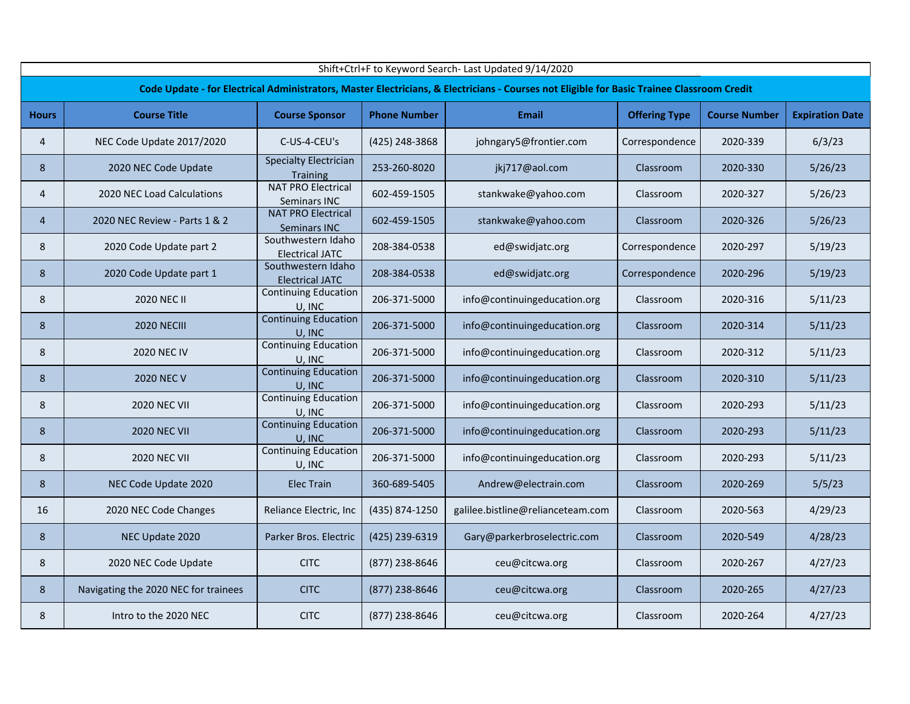Shift+Ctrl+F to Keyword Search- Last Updated 9/14/2020

**Code Update - for Electrical Administrators, Master Electricians, & Electricians - Courses not Eligible for Basic Trainee Classroom Credit**

| Hours | Course Title | Course Sponsor | Phone Number | Email | Offering Type | Course Number | Expiration Date |
|---|---|---|---|---|---|---|---|
| 4 | NEC Code Update 2017/2020 | C-US-4-CEU's | (425) 248-3868 | johngary5@frontier.com | Correspondence | 2020-339 | 6/3/23 |
| 8 | 2020 NEC Code Update | Specialty Electrician Training | 253-260-8020 | jkj717@aol.com | Classroom | 2020-330 | 5/26/23 |
| 4 | 2020 NEC Load Calculations | NAT PRO Electrical Seminars INC | 602-459-1505 | stankwake@yahoo.com | Classroom | 2020-327 | 5/26/23 |
| 4 | 2020 NEC Review - Parts 1 & 2 | NAT PRO Electrical Seminars INC | 602-459-1505 | stankwake@yahoo.com | Classroom | 2020-326 | 5/26/23 |
| 8 | 2020 Code Update part 2 | Southwestern Idaho Electrical JATC | 208-384-0538 | ed@swidjatc.org | Correspondence | 2020-297 | 5/19/23 |
| 8 | 2020 Code Update part 1 | Southwestern Idaho Electrical JATC | 208-384-0538 | ed@swidjatc.org | Correspondence | 2020-296 | 5/19/23 |
| 8 | 2020 NEC II | Continuing Education U, INC | 206-371-5000 | info@continuingeducation.org | Classroom | 2020-316 | 5/11/23 |
| 8 | 2020 NECIII | Continuing Education U, INC | 206-371-5000 | info@continuingeducation.org | Classroom | 2020-314 | 5/11/23 |
| 8 | 2020 NEC IV | Continuing Education U, INC | 206-371-5000 | info@continuingeducation.org | Classroom | 2020-312 | 5/11/23 |
| 8 | 2020 NEC V | Continuing Education U, INC | 206-371-5000 | info@continuingeducation.org | Classroom | 2020-310 | 5/11/23 |
| 8 | 2020 NEC VII | Continuing Education U, INC | 206-371-5000 | info@continuingeducation.org | Classroom | 2020-293 | 5/11/23 |
| 8 | 2020 NEC VII | Continuing Education U, INC | 206-371-5000 | info@continuingeducation.org | Classroom | 2020-293 | 5/11/23 |
| 8 | 2020 NEC VII | Continuing Education U, INC | 206-371-5000 | info@continuingeducation.org | Classroom | 2020-293 | 5/11/23 |
| 8 | NEC Code Update 2020 | Elec Train | 360-689-5405 | Andrew@electrain.com | Classroom | 2020-269 | 5/5/23 |
| 16 | 2020 NEC Code Changes | Reliance Electric, Inc | (435) 874-1250 | galilee.bistline@relianceteam.com | Classroom | 2020-563 | 4/29/23 |
| 8 | NEC Update 2020 | Parker Bros. Electric | (425) 239-6319 | Gary@parkerbroselectric.com | Classroom | 2020-549 | 4/28/23 |
| 8 | 2020 NEC Code Update | CITC | (877) 238-8646 | ceu@citcwa.org | Classroom | 2020-267 | 4/27/23 |
| 8 | Navigating the 2020 NEC for trainees | CITC | (877) 238-8646 | ceu@citcwa.org | Classroom | 2020-265 | 4/27/23 |
| 8 | Intro to the 2020 NEC | CITC | (877) 238-8646 | ceu@citcwa.org | Classroom | 2020-264 | 4/27/23 |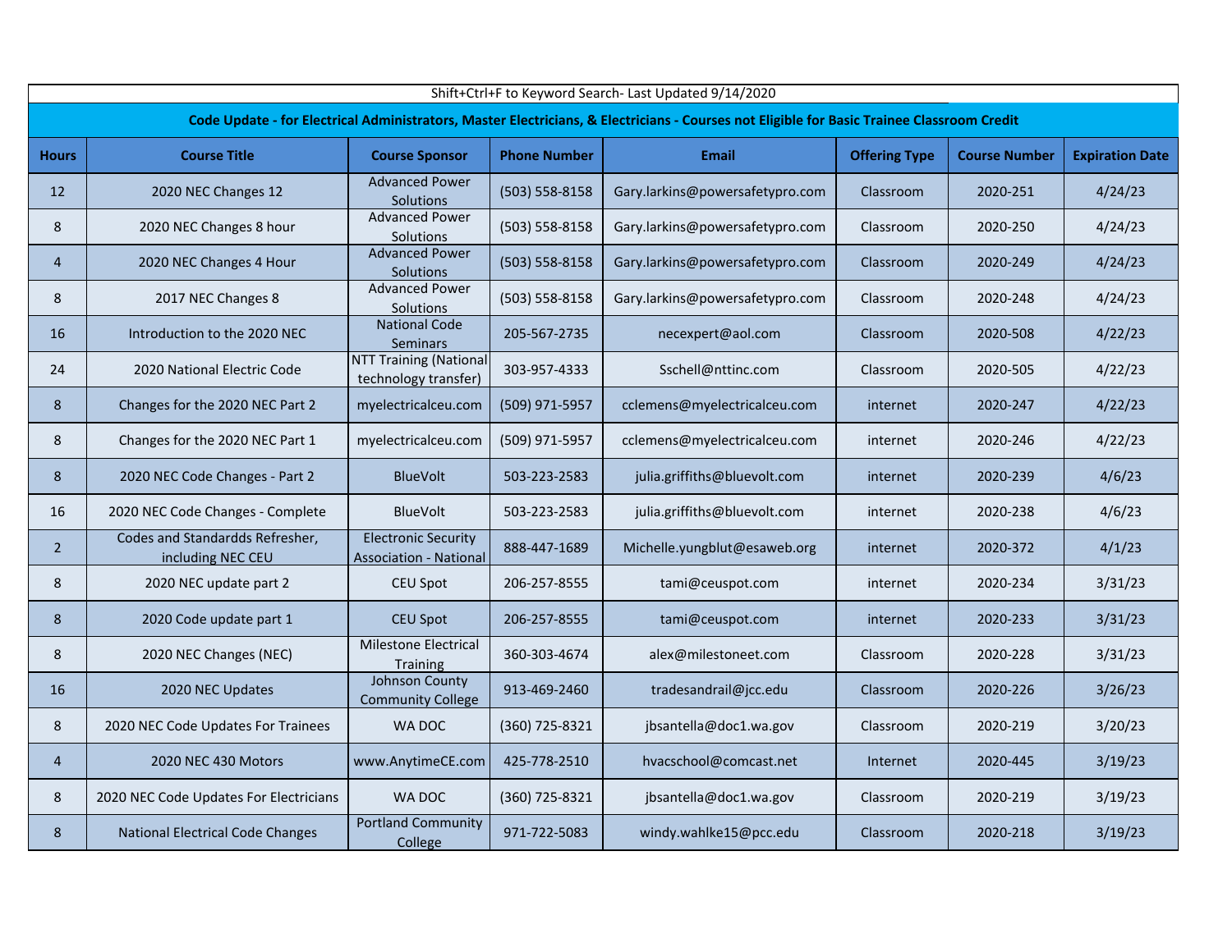Shift+Ctrl+F to Keyword Search- Last Updated 9/14/2020

**Code Update - for Electrical Administrators, Master Electricians, & Electricians - Courses not Eligible for Basic Trainee Classroom Credit**

| Hours | Course Title | Course Sponsor | Phone Number | Email | Offering Type | Course Number | Expiration Date |
|---|---|---|---|---|---|---|---|
| 12 | 2020 NEC Changes 12 | Advanced Power Solutions | (503) 558-8158 | Gary.larkins@powersafetypro.com | Classroom | 2020-251 | 4/24/23 |
| 8 | 2020 NEC Changes 8 hour | Advanced Power Solutions | (503) 558-8158 | Gary.larkins@powersafetypro.com | Classroom | 2020-250 | 4/24/23 |
| 4 | 2020 NEC Changes 4 Hour | Advanced Power Solutions | (503) 558-8158 | Gary.larkins@powersafetypro.com | Classroom | 2020-249 | 4/24/23 |
| 8 | 2017 NEC Changes 8 | Advanced Power Solutions | (503) 558-8158 | Gary.larkins@powersafetypro.com | Classroom | 2020-248 | 4/24/23 |
| 16 | Introduction to the 2020 NEC | National Code Seminars | 205-567-2735 | necexpert@aol.com | Classroom | 2020-508 | 4/22/23 |
| 24 | 2020 National Electric Code | NTT Training (National technology transfer) | 303-957-4333 | Sschell@nttinc.com | Classroom | 2020-505 | 4/22/23 |
| 8 | Changes for the 2020 NEC Part 2 | myelectricalceu.com | (509) 971-5957 | cclemens@myelectricalceu.com | internet | 2020-247 | 4/22/23 |
| 8 | Changes for the 2020 NEC Part 1 | myelectricalceu.com | (509) 971-5957 | cclemens@myelectricalceu.com | internet | 2020-246 | 4/22/23 |
| 8 | 2020 NEC Code Changes - Part 2 | BlueVolt | 503-223-2583 | julia.griffiths@bluevolt.com | internet | 2020-239 | 4/6/23 |
| 16 | 2020 NEC Code Changes - Complete | BlueVolt | 503-223-2583 | julia.griffiths@bluevolt.com | internet | 2020-238 | 4/6/23 |
| 2 | Codes and Standardds Refresher, including NEC CEU | Electronic Security Association - National | 888-447-1689 | Michelle.yungblut@esaweb.org | internet | 2020-372 | 4/1/23 |
| 8 | 2020 NEC update part 2 | CEU Spot | 206-257-8555 | tami@ceuspot.com | internet | 2020-234 | 3/31/23 |
| 8 | 2020 Code update part 1 | CEU Spot | 206-257-8555 | tami@ceuspot.com | internet | 2020-233 | 3/31/23 |
| 8 | 2020 NEC Changes (NEC) | Milestone Electrical Training | 360-303-4674 | alex@milestoneet.com | Classroom | 2020-228 | 3/31/23 |
| 16 | 2020 NEC Updates | Johnson County Community College | 913-469-2460 | tradesandrail@jcc.edu | Classroom | 2020-226 | 3/26/23 |
| 8 | 2020 NEC Code Updates For Trainees | WA DOC | (360) 725-8321 | jbsantella@doc1.wa.gov | Classroom | 2020-219 | 3/20/23 |
| 4 | 2020 NEC 430 Motors | www.AnytimeCE.com | 425-778-2510 | hvacschool@comcast.net | Internet | 2020-445 | 3/19/23 |
| 8 | 2020 NEC Code Updates For Electricians | WA DOC | (360) 725-8321 | jbsantella@doc1.wa.gov | Classroom | 2020-219 | 3/19/23 |
| 8 | National Electrical Code Changes | Portland Community College | 971-722-5083 | windy.wahlke15@pcc.edu | Classroom | 2020-218 | 3/19/23 |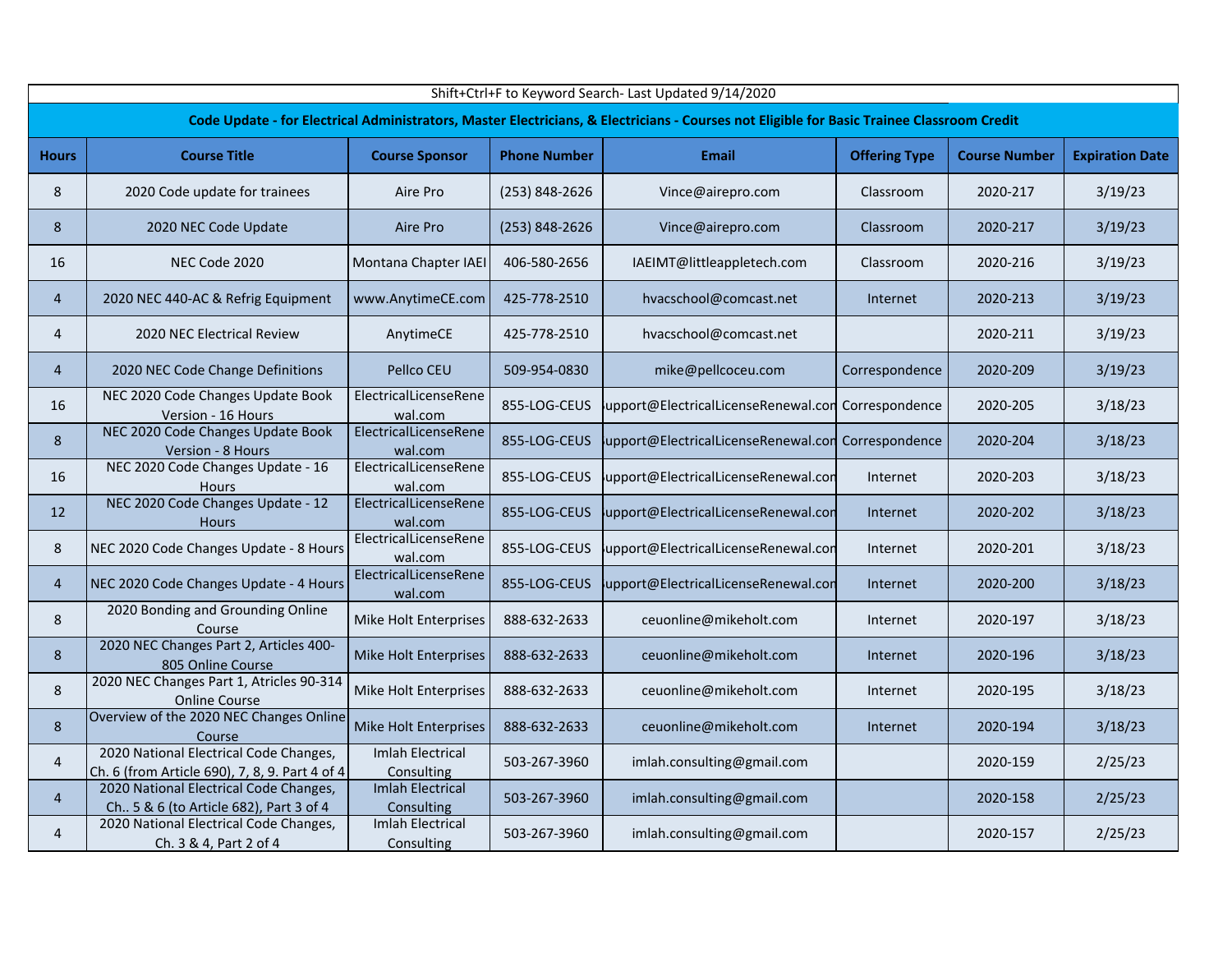Shift+Ctrl+F to Keyword Search- Last Updated 9/14/2020

**Code Update - for Electrical Administrators, Master Electricians, & Electricians - Courses not Eligible for Basic Trainee Classroom Credit**

| Hours | Course Title | Course Sponsor | Phone Number | Email | Offering Type | Course Number | Expiration Date |
|---|---|---|---|---|---|---|---|
| 8 | 2020 Code update for trainees | Aire Pro | (253) 848-2626 | Vince@airepro.com | Classroom | 2020-217 | 3/19/23 |
| 8 | 2020 NEC Code Update | Aire Pro | (253) 848-2626 | Vince@airepro.com | Classroom | 2020-217 | 3/19/23 |
| 16 | NEC Code 2020 | Montana Chapter IAEI | 406-580-2656 | IAEIMT@littleappletech.com | Classroom | 2020-216 | 3/19/23 |
| 4 | 2020 NEC 440-AC & Refrig Equipment | www.AnytimeCE.com | 425-778-2510 | hvacschool@comcast.net | Internet | 2020-213 | 3/19/23 |
| 4 | 2020 NEC Electrical Review | AnytimeCE | 425-778-2510 | hvacschool@comcast.net | | 2020-211 | 3/19/23 |
| 4 | 2020 NEC Code Change Definitions | Pellco CEU | 509-954-0830 | mike@pellcoceu.com | Correspondence | 2020-209 | 3/19/23 |
| 16 | NEC 2020 Code Changes Update Book Version - 16 Hours | ElectricalLicenseRenewal.com | 855-LOG-CEUS | upport@ElectricalLicenseRenewal.con | Correspondence | 2020-205 | 3/18/23 |
| 8 | NEC 2020 Code Changes Update Book Version - 8 Hours | ElectricalLicenseRenewal.com | 855-LOG-CEUS | upport@ElectricalLicenseRenewal.con | Correspondence | 2020-204 | 3/18/23 |
| 16 | NEC 2020 Code Changes Update - 16 Hours | ElectricalLicenseRenewal.com | 855-LOG-CEUS | upport@ElectricalLicenseRenewal.con | Internet | 2020-203 | 3/18/23 |
| 12 | NEC 2020 Code Changes Update - 12 Hours | ElectricalLicenseRenewal.com | 855-LOG-CEUS | upport@ElectricalLicenseRenewal.con | Internet | 2020-202 | 3/18/23 |
| 8 | NEC 2020 Code Changes Update - 8 Hours | ElectricalLicenseRenewal.com | 855-LOG-CEUS | upport@ElectricalLicenseRenewal.con | Internet | 2020-201 | 3/18/23 |
| 4 | NEC 2020 Code Changes Update - 4 Hours | ElectricalLicenseRenewal.com | 855-LOG-CEUS | upport@ElectricalLicenseRenewal.con | Internet | 2020-200 | 3/18/23 |
| 8 | 2020 Bonding and Grounding Online Course | Mike Holt Enterprises | 888-632-2633 | ceuonline@mikeholt.com | Internet | 2020-197 | 3/18/23 |
| 8 | 2020 NEC Changes Part 2, Articles 400-805 Online Course | Mike Holt Enterprises | 888-632-2633 | ceuonline@mikeholt.com | Internet | 2020-196 | 3/18/23 |
| 8 | 2020 NEC Changes Part 1, Atricles 90-314 Online Course | Mike Holt Enterprises | 888-632-2633 | ceuonline@mikeholt.com | Internet | 2020-195 | 3/18/23 |
| 8 | Overview of the 2020 NEC Changes Online Course | Mike Holt Enterprises | 888-632-2633 | ceuonline@mikeholt.com | Internet | 2020-194 | 3/18/23 |
| 4 | 2020 National Electrical Code Changes, Ch. 6 (from Article 690), 7, 8, 9. Part 4 of 4 | Imlah Electrical Consulting | 503-267-3960 | imlah.consulting@gmail.com | | 2020-159 | 2/25/23 |
| 4 | 2020 National Electrical Code Changes, Ch.. 5 & 6 (to Article 682), Part 3 of 4 | Imlah Electrical Consulting | 503-267-3960 | imlah.consulting@gmail.com | | 2020-158 | 2/25/23 |
| 4 | 2020 National Electrical Code Changes, Ch. 3 & 4, Part 2 of 4 | Imlah Electrical Consulting | 503-267-3960 | imlah.consulting@gmail.com | | 2020-157 | 2/25/23 |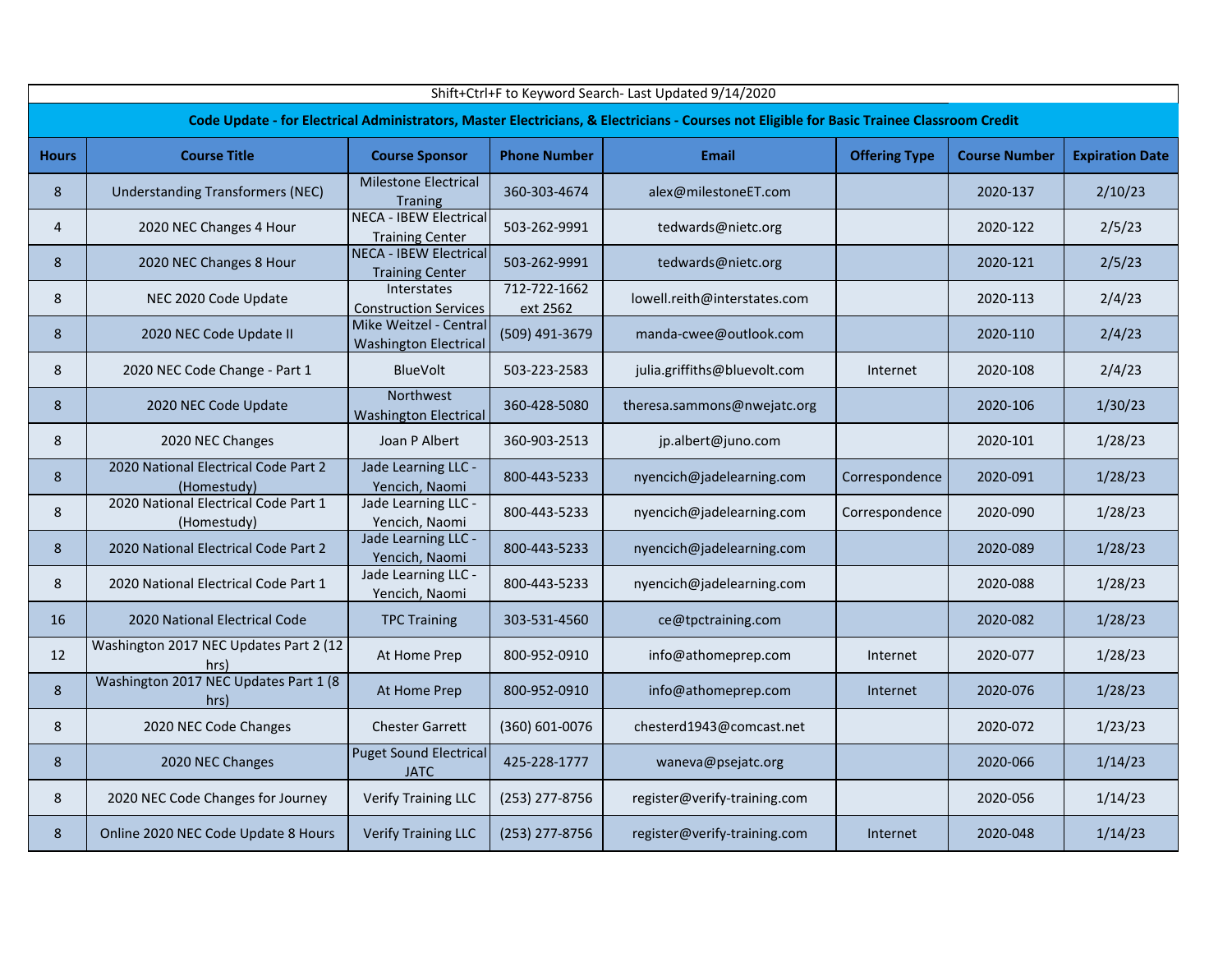Shift+Ctrl+F to Keyword Search- Last Updated 9/14/2020

**Code Update - for Electrical Administrators, Master Electricians, & Electricians - Courses not Eligible for Basic Trainee Classroom Credit**

| Hours | Course Title | Course Sponsor | Phone Number | Email | Offering Type | Course Number | Expiration Date |
|---|---|---|---|---|---|---|---|
| 8 | Understanding Transformers (NEC) | Milestone Electrical Traning | 360-303-4674 | alex@milestoneET.com | | 2020-137 | 2/10/23 |
| 4 | 2020 NEC Changes 4 Hour | NECA - IBEW Electrical Training Center | 503-262-9991 | tedwards@nietc.org | | 2020-122 | 2/5/23 |
| 8 | 2020 NEC Changes 8 Hour | NECA - IBEW Electrical Training Center | 503-262-9991 | tedwards@nietc.org | | 2020-121 | 2/5/23 |
| 8 | NEC 2020 Code Update | Interstates Construction Services | 712-722-1662 ext 2562 | lowell.reith@interstates.com | | 2020-113 | 2/4/23 |
| 8 | 2020 NEC Code Update II | Mike Weitzel - Central Washington Electrical | (509) 491-3679 | manda-cwee@outlook.com | | 2020-110 | 2/4/23 |
| 8 | 2020 NEC Code Change - Part 1 | BlueVolt | 503-223-2583 | julia.griffiths@bluevolt.com | Internet | 2020-108 | 2/4/23 |
| 8 | 2020 NEC Code Update | Northwest Washington Electrical | 360-428-5080 | theresa.sammons@nwejatc.org | | 2020-106 | 1/30/23 |
| 8 | 2020 NEC Changes | Joan P Albert | 360-903-2513 | jp.albert@juno.com | | 2020-101 | 1/28/23 |
| 8 | 2020 National Electrical Code Part 2 (Homestudy) | Jade Learning LLC - Yencich, Naomi | 800-443-5233 | nyencich@jadelearning.com | Correspondence | 2020-091 | 1/28/23 |
| 8 | 2020 National Electrical Code Part 1 (Homestudy) | Jade Learning LLC - Yencich, Naomi | 800-443-5233 | nyencich@jadelearning.com | Correspondence | 2020-090 | 1/28/23 |
| 8 | 2020 National Electrical Code Part 2 | Jade Learning LLC - Yencich, Naomi | 800-443-5233 | nyencich@jadelearning.com | | 2020-089 | 1/28/23 |
| 8 | 2020 National Electrical Code Part 1 | Jade Learning LLC - Yencich, Naomi | 800-443-5233 | nyencich@jadelearning.com | | 2020-088 | 1/28/23 |
| 16 | 2020 National Electrical Code | TPC Training | 303-531-4560 | ce@tpctraining.com | | 2020-082 | 1/28/23 |
| 12 | Washington 2017 NEC Updates Part 2 (12 hrs) | At Home Prep | 800-952-0910 | info@athomeprep.com | Internet | 2020-077 | 1/28/23 |
| 8 | Washington 2017 NEC Updates Part 1 (8 hrs) | At Home Prep | 800-952-0910 | info@athomeprep.com | Internet | 2020-076 | 1/28/23 |
| 8 | 2020 NEC Code Changes | Chester Garrett | (360) 601-0076 | chesterd1943@comcast.net | | 2020-072 | 1/23/23 |
| 8 | 2020 NEC Changes | Puget Sound Electrical JATC | 425-228-1777 | waneva@psejatc.org | | 2020-066 | 1/14/23 |
| 8 | 2020 NEC Code Changes for Journey | Verify Training LLC | (253) 277-8756 | register@verify-training.com | | 2020-056 | 1/14/23 |
| 8 | Online 2020 NEC Code Update 8 Hours | Verify Training LLC | (253) 277-8756 | register@verify-training.com | Internet | 2020-048 | 1/14/23 |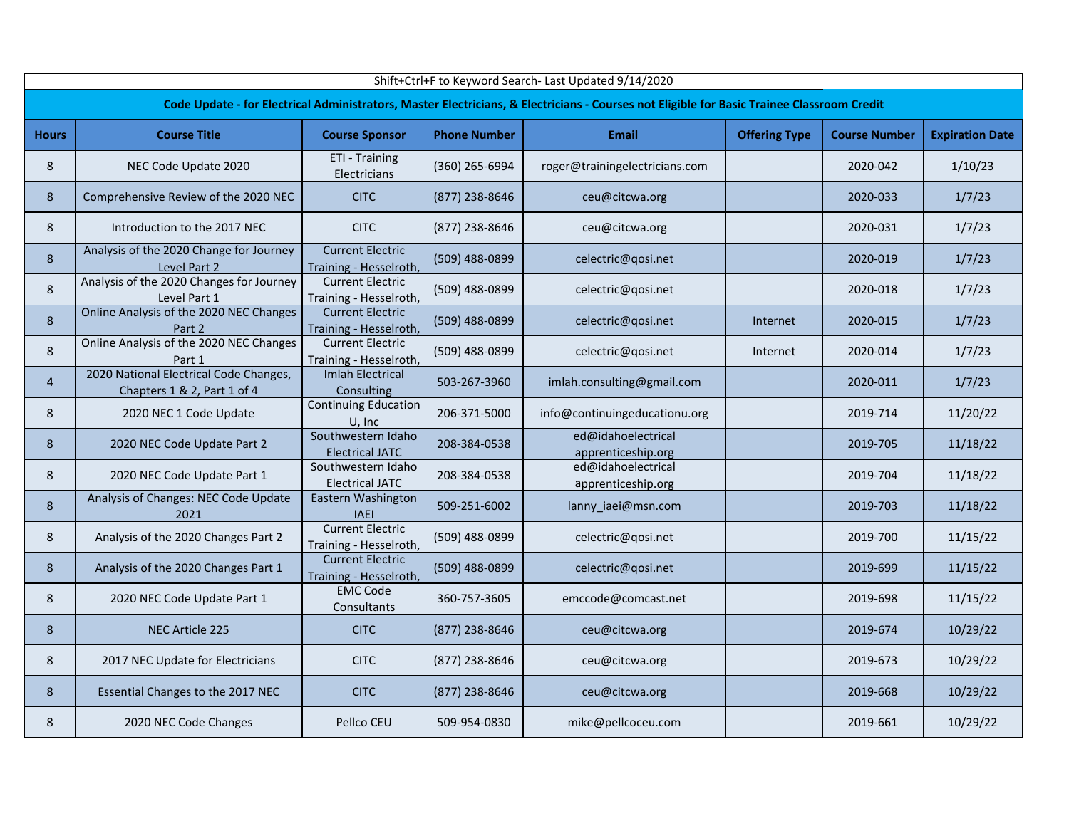Shift+Ctrl+F to Keyword Search- Last Updated 9/14/2020

**Code Update - for Electrical Administrators, Master Electricians, & Electricians - Courses not Eligible for Basic Trainee Classroom Credit**

| Hours | Course Title | Course Sponsor | Phone Number | Email | Offering Type | Course Number | Expiration Date |
|---|---|---|---|---|---|---|---|
| 8 | NEC Code Update 2020 | ETI - Training Electricians | (360) 265-6994 | roger@trainingelectricians.com | | 2020-042 | 1/10/23 |
| 8 | Comprehensive Review of the 2020 NEC | CITC | (877) 238-8646 | ceu@citcwa.org | | 2020-033 | 1/7/23 |
| 8 | Introduction to the 2017 NEC | CITC | (877) 238-8646 | ceu@citcwa.org | | 2020-031 | 1/7/23 |
| 8 | Analysis of the 2020 Change for Journey Level Part 2 | Current Electric Training - Hesselroth, | (509) 488-0899 | celectric@qosi.net | | 2020-019 | 1/7/23 |
| 8 | Analysis of the 2020 Changes for Journey Level Part 1 | Current Electric Training - Hesselroth, | (509) 488-0899 | celectric@qosi.net | | 2020-018 | 1/7/23 |
| 8 | Online Analysis of the 2020 NEC Changes Part 2 | Current Electric Training - Hesselroth, | (509) 488-0899 | celectric@qosi.net | Internet | 2020-015 | 1/7/23 |
| 8 | Online Analysis of the 2020 NEC Changes Part 1 | Current Electric Training - Hesselroth, | (509) 488-0899 | celectric@qosi.net | Internet | 2020-014 | 1/7/23 |
| 4 | 2020 National Electrical Code Changes, Chapters 1 & 2, Part 1 of 4 | Imlah Electrical Consulting | 503-267-3960 | imlah.consulting@gmail.com | | 2020-011 | 1/7/23 |
| 8 | 2020 NEC 1 Code Update | Continuing Education U, Inc | 206-371-5000 | info@continuingeducationu.org | | 2019-714 | 11/20/22 |
| 8 | 2020 NEC Code Update Part 2 | Southwestern Idaho Electrical JATC | 208-384-0538 | ed@idahoelectrical apprenticeship.org | | 2019-705 | 11/18/22 |
| 8 | 2020 NEC Code Update Part 1 | Southwestern Idaho Electrical JATC | 208-384-0538 | ed@idahoelectrical apprenticeship.org | | 2019-704 | 11/18/22 |
| 8 | Analysis of Changes: NEC Code Update 2021 | Eastern Washington IAEI | 509-251-6002 | lanny_iaei@msn.com | | 2019-703 | 11/18/22 |
| 8 | Analysis of the 2020 Changes Part 2 | Current Electric Training - Hesselroth, | (509) 488-0899 | celectric@qosi.net | | 2019-700 | 11/15/22 |
| 8 | Analysis of the 2020 Changes Part 1 | Current Electric Training - Hesselroth, | (509) 488-0899 | celectric@qosi.net | | 2019-699 | 11/15/22 |
| 8 | 2020 NEC Code Update Part 1 | EMC Code Consultants | 360-757-3605 | emccode@comcast.net | | 2019-698 | 11/15/22 |
| 8 | NEC Article 225 | CITC | (877) 238-8646 | ceu@citcwa.org | | 2019-674 | 10/29/22 |
| 8 | 2017 NEC Update for Electricians | CITC | (877) 238-8646 | ceu@citcwa.org | | 2019-673 | 10/29/22 |
| 8 | Essential Changes to the 2017 NEC | CITC | (877) 238-8646 | ceu@citcwa.org | | 2019-668 | 10/29/22 |
| 8 | 2020 NEC Code Changes | Pellco CEU | 509-954-0830 | mike@pellcoceu.com | | 2019-661 | 10/29/22 |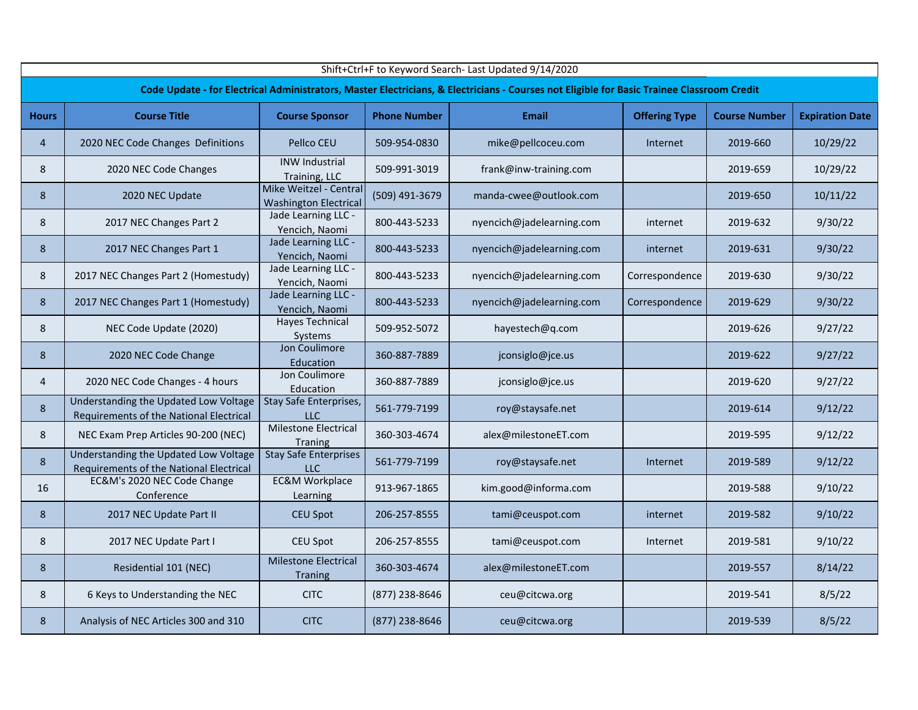Shift+Ctrl+F to Keyword Search- Last Updated 9/14/2020

**Code Update - for Electrical Administrators, Master Electricians, & Electricians - Courses not Eligible for Basic Trainee Classroom Credit**

| Hours | Course Title | Course Sponsor | Phone Number | Email | Offering Type | Course Number | Expiration Date |
|---|---|---|---|---|---|---|---|
| 4 | 2020 NEC Code Changes Definitions | Pellco CEU | 509-954-0830 | mike@pellcoceu.com | Internet | 2019-660 | 10/29/22 |
| 8 | 2020 NEC Code Changes | INW Industrial Training, LLC | 509-991-3019 | frank@inw-training.com | | 2019-659 | 10/29/22 |
| 8 | 2020 NEC Update | Mike Weitzel - Central Washington Electrical | (509) 491-3679 | manda-cwee@outlook.com | | 2019-650 | 10/11/22 |
| 8 | 2017 NEC Changes Part 2 | Jade Learning LLC - Yencich, Naomi | 800-443-5233 | nyencich@jadelearning.com | internet | 2019-632 | 9/30/22 |
| 8 | 2017 NEC Changes Part 1 | Jade Learning LLC - Yencich, Naomi | 800-443-5233 | nyencich@jadelearning.com | internet | 2019-631 | 9/30/22 |
| 8 | 2017 NEC Changes Part 2 (Homestudy) | Jade Learning LLC - Yencich, Naomi | 800-443-5233 | nyencich@jadelearning.com | Correspondence | 2019-630 | 9/30/22 |
| 8 | 2017 NEC Changes Part 1 (Homestudy) | Jade Learning LLC - Yencich, Naomi | 800-443-5233 | nyencich@jadelearning.com | Correspondence | 2019-629 | 9/30/22 |
| 8 | NEC Code Update (2020) | Hayes Technical Systems | 509-952-5072 | hayestech@q.com | | 2019-626 | 9/27/22 |
| 8 | 2020 NEC Code Change | Jon Coulimore Education | 360-887-7889 | jconsiglo@jce.us | | 2019-622 | 9/27/22 |
| 4 | 2020 NEC Code Changes - 4 hours | Jon Coulimore Education | 360-887-7889 | jconsiglo@jce.us | | 2019-620 | 9/27/22 |
| 8 | Understanding the Updated Low Voltage Requirements of the National Electrical | Stay Safe Enterprises, LLC | 561-779-7199 | roy@staysafe.net | | 2019-614 | 9/12/22 |
| 8 | NEC Exam Prep Articles 90-200 (NEC) | Milestone Electrical Traning | 360-303-4674 | alex@milestoneET.com | | 2019-595 | 9/12/22 |
| 8 | Understanding the Updated Low Voltage Requirements of the National Electrical | Stay Safe Enterprises LLC | 561-779-7199 | roy@staysafe.net | Internet | 2019-589 | 9/12/22 |
| 16 | EC&M's 2020 NEC Code Change Conference | EC&M Workplace Learning | 913-967-1865 | kim.good@informa.com | | 2019-588 | 9/10/22 |
| 8 | 2017 NEC Update Part II | CEU Spot | 206-257-8555 | tami@ceuspot.com | internet | 2019-582 | 9/10/22 |
| 8 | 2017 NEC Update Part I | CEU Spot | 206-257-8555 | tami@ceuspot.com | Internet | 2019-581 | 9/10/22 |
| 8 | Residential 101 (NEC) | Milestone Electrical Traning | 360-303-4674 | alex@milestoneET.com | | 2019-557 | 8/14/22 |
| 8 | 6 Keys to Understanding the NEC | CITC | (877) 238-8646 | ceu@citcwa.org | | 2019-541 | 8/5/22 |
| 8 | Analysis of NEC Articles 300 and 310 | CITC | (877) 238-8646 | ceu@citcwa.org | | 2019-539 | 8/5/22 |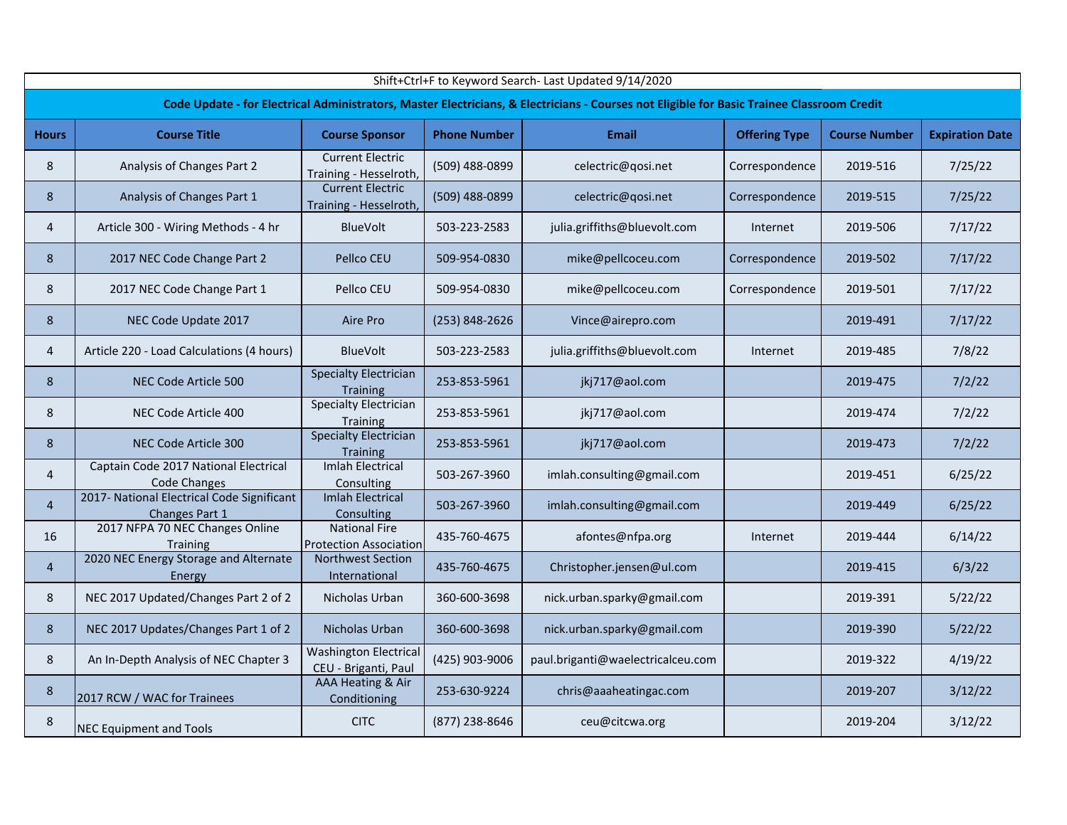Shift+Ctrl+F to Keyword Search- Last Updated 9/14/2020

**Code Update - for Electrical Administrators, Master Electricians, & Electricians - Courses not Eligible for Basic Trainee Classroom Credit**

| Hours | Course Title | Course Sponsor | Phone Number | Email | Offering Type | Course Number | Expiration Date |
|---|---|---|---|---|---|---|---|
| 8 | Analysis of Changes Part 2 | Current Electric Training - Hesselroth, | (509) 488-0899 | celectric@qosi.net | Correspondence | 2019-516 | 7/25/22 |
| 8 | Analysis of Changes Part 1 | Current Electric Training - Hesselroth, | (509) 488-0899 | celectric@qosi.net | Correspondence | 2019-515 | 7/25/22 |
| 4 | Article 300 - Wiring Methods - 4 hr | BlueVolt | 503-223-2583 | julia.griffiths@bluevolt.com | Internet | 2019-506 | 7/17/22 |
| 8 | 2017 NEC Code Change Part 2 | Pellco CEU | 509-954-0830 | mike@pellcoceu.com | Correspondence | 2019-502 | 7/17/22 |
| 8 | 2017 NEC Code Change Part 1 | Pellco CEU | 509-954-0830 | mike@pellcoceu.com | Correspondence | 2019-501 | 7/17/22 |
| 8 | NEC Code Update 2017 | Aire Pro | (253) 848-2626 | Vince@airepro.com | | 2019-491 | 7/17/22 |
| 4 | Article 220 - Load Calculations (4 hours) | BlueVolt | 503-223-2583 | julia.griffiths@bluevolt.com | Internet | 2019-485 | 7/8/22 |
| 8 | NEC Code Article 500 | Specialty Electrician Training | 253-853-5961 | jkj717@aol.com | | 2019-475 | 7/2/22 |
| 8 | NEC Code Article 400 | Specialty Electrician Training | 253-853-5961 | jkj717@aol.com | | 2019-474 | 7/2/22 |
| 8 | NEC Code Article 300 | Specialty Electrician Training | 253-853-5961 | jkj717@aol.com | | 2019-473 | 7/2/22 |
| 4 | Captain Code 2017 National Electrical Code Changes | Imlah Electrical Consulting | 503-267-3960 | imlah.consulting@gmail.com | | 2019-451 | 6/25/22 |
| 4 | 2017- National Electrical Code Significant Changes Part 1 | Imlah Electrical Consulting | 503-267-3960 | imlah.consulting@gmail.com | | 2019-449 | 6/25/22 |
| 16 | 2017 NFPA 70 NEC Changes Online Training | National Fire Protection Association | 435-760-4675 | afontes@nfpa.org | Internet | 2019-444 | 6/14/22 |
| 4 | 2020 NEC Energy Storage and Alternate Energy | Northwest Section International | 435-760-4675 | Christopher.jensen@ul.com | | 2019-415 | 6/3/22 |
| 8 | NEC 2017 Updated/Changes Part 2 of 2 | Nicholas Urban | 360-600-3698 | nick.urban.sparky@gmail.com | | 2019-391 | 5/22/22 |
| 8 | NEC 2017 Updates/Changes Part 1 of 2 | Nicholas Urban | 360-600-3698 | nick.urban.sparky@gmail.com | | 2019-390 | 5/22/22 |
| 8 | An In-Depth Analysis of NEC Chapter 3 | Washington Electrical CEU - Briganti, Paul | (425) 903-9006 | paul.briganti@waelectricalceu.com | | 2019-322 | 4/19/22 |
| 8 | 2017 RCW / WAC for Trainees | AAA Heating & Air Conditioning | 253-630-9224 | chris@aaaheatingac.com | | 2019-207 | 3/12/22 |
| 8 | NEC Equipment and Tools | CITC | (877) 238-8646 | ceu@citcwa.org | | 2019-204 | 3/12/22 |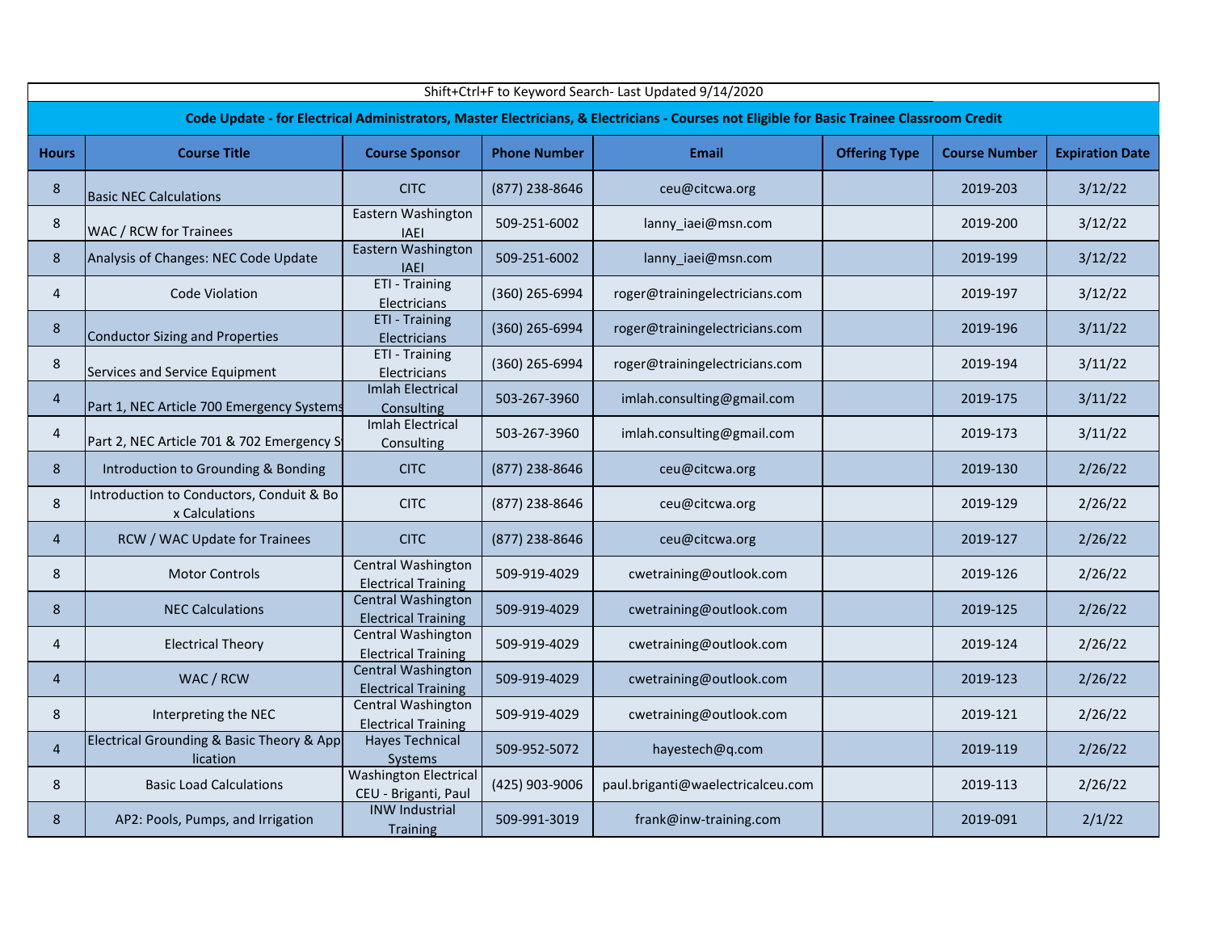Shift+Ctrl+F to Keyword Search- Last Updated 9/14/2020

**Code Update - for Electrical Administrators, Master Electricians, & Electricians - Courses not Eligible for Basic Trainee Classroom Credit**

| Hours | Course Title | Course Sponsor | Phone Number | Email | Offering Type | Course Number | Expiration Date |
|---|---|---|---|---|---|---|---|
| 8 | Basic NEC Calculations | CITC | (877) 238-8646 | ceu@citcwa.org | | 2019-203 | 3/12/22 |
| 8 | WAC / RCW for Trainees | Eastern Washington IAEI | 509-251-6002 | lanny_iaei@msn.com | | 2019-200 | 3/12/22 |
| 8 | Analysis of Changes: NEC Code Update | Eastern Washington IAEI | 509-251-6002 | lanny_iaei@msn.com | | 2019-199 | 3/12/22 |
| 4 | Code Violation | ETI - Training Electricians | (360) 265-6994 | roger@trainingelectricians.com | | 2019-197 | 3/12/22 |
| 8 | Conductor Sizing and Properties | ETI - Training Electricians | (360) 265-6994 | roger@trainingelectricians.com | | 2019-196 | 3/11/22 |
| 8 | Services and Service Equipment | ETI - Training Electricians | (360) 265-6994 | roger@trainingelectricians.com | | 2019-194 | 3/11/22 |
| 4 | Part 1, NEC Article 700 Emergency Systems | Imlah Electrical Consulting | 503-267-3960 | imlah.consulting@gmail.com | | 2019-175 | 3/11/22 |
| 4 | Part 2, NEC Article 701 & 702 Emergency S | Imlah Electrical Consulting | 503-267-3960 | imlah.consulting@gmail.com | | 2019-173 | 3/11/22 |
| 8 | Introduction to Grounding & Bonding | CITC | (877) 238-8646 | ceu@citcwa.org | | 2019-130 | 2/26/22 |
| 8 | Introduction to Conductors, Conduit & Box Calculations | CITC | (877) 238-8646 | ceu@citcwa.org | | 2019-129 | 2/26/22 |
| 4 | RCW / WAC Update for Trainees | CITC | (877) 238-8646 | ceu@citcwa.org | | 2019-127 | 2/26/22 |
| 8 | Motor Controls | Central Washington Electrical Training | 509-919-4029 | cwetraining@outlook.com | | 2019-126 | 2/26/22 |
| 8 | NEC Calculations | Central Washington Electrical Training | 509-919-4029 | cwetraining@outlook.com | | 2019-125 | 2/26/22 |
| 4 | Electrical Theory | Central Washington Electrical Training | 509-919-4029 | cwetraining@outlook.com | | 2019-124 | 2/26/22 |
| 4 | WAC / RCW | Central Washington Electrical Training | 509-919-4029 | cwetraining@outlook.com | | 2019-123 | 2/26/22 |
| 8 | Interpreting the NEC | Central Washington Electrical Training | 509-919-4029 | cwetraining@outlook.com | | 2019-121 | 2/26/22 |
| 4 | Electrical Grounding & Basic Theory & Application | Hayes Technical Systems | 509-952-5072 | hayestech@q.com | | 2019-119 | 2/26/22 |
| 8 | Basic Load Calculations | Washington Electrical CEU - Briganti, Paul | (425) 903-9006 | paul.briganti@waelectricalceu.com | | 2019-113 | 2/26/22 |
| 8 | AP2: Pools, Pumps, and Irrigation | INW Industrial Training | 509-991-3019 | frank@inw-training.com | | 2019-091 | 2/1/22 |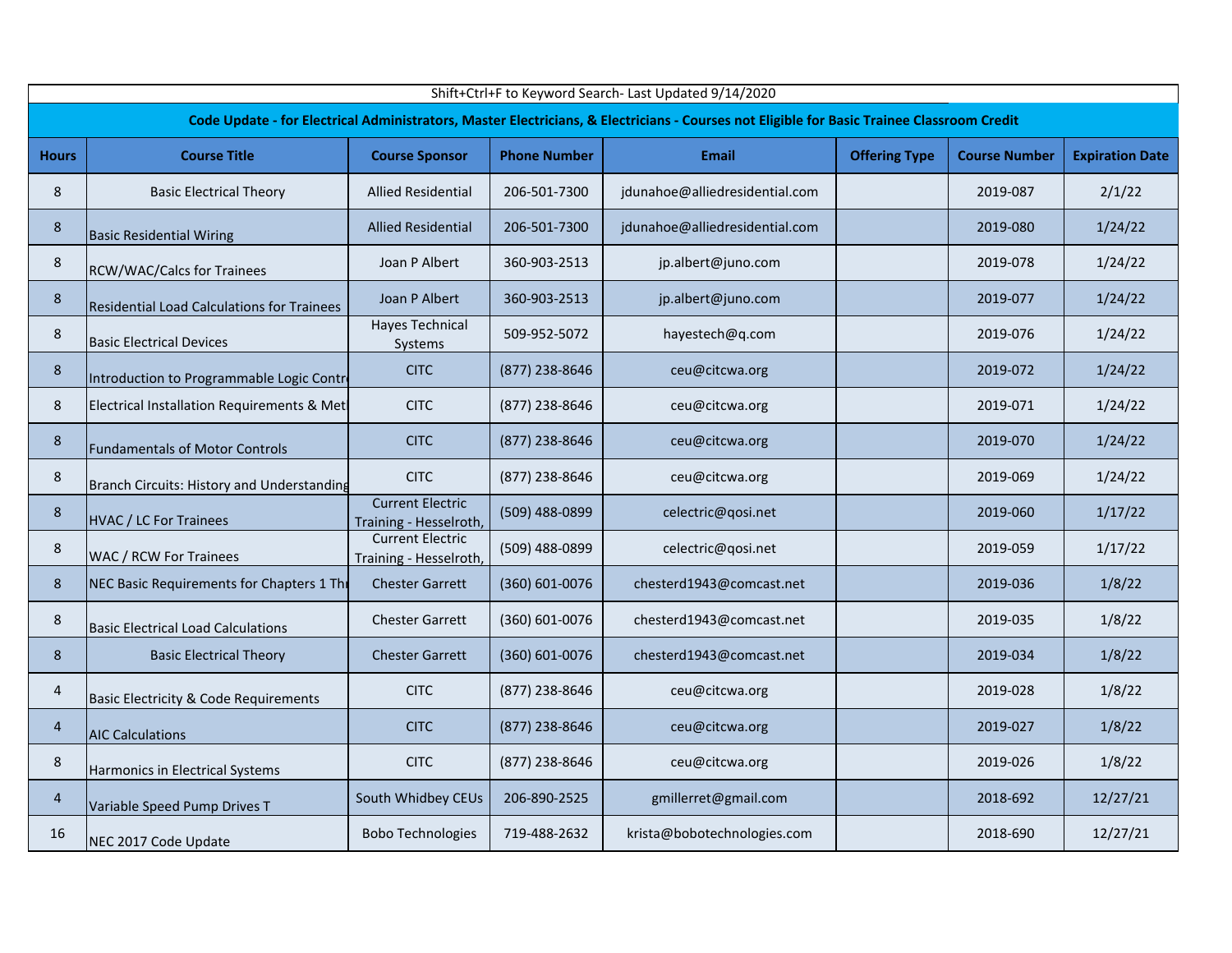Shift+Ctrl+F to Keyword Search- Last Updated 9/14/2020

**Code Update - for Electrical Administrators, Master Electricians, & Electricians - Courses not Eligible for Basic Trainee Classroom Credit**

| Hours | Course Title | Course Sponsor | Phone Number | Email | Offering Type | Course Number | Expiration Date |
|---|---|---|---|---|---|---|---|
| 8 | Basic Electrical Theory | Allied Residential | 206-501-7300 | jdunahoe@alliedresidential.com | | 2019-087 | 2/1/22 |
| 8 | Basic Residential Wiring | Allied Residential | 206-501-7300 | jdunahoe@alliedresidential.com | | 2019-080 | 1/24/22 |
| 8 | RCW/WAC/Calcs for Trainees | Joan P Albert | 360-903-2513 | jp.albert@juno.com | | 2019-078 | 1/24/22 |
| 8 | Residential Load Calculations for Trainees | Joan P Albert | 360-903-2513 | jp.albert@juno.com | | 2019-077 | 1/24/22 |
| 8 | Basic Electrical Devices | Hayes Technical Systems | 509-952-5072 | hayestech@q.com | | 2019-076 | 1/24/22 |
| 8 | Introduction to Programmable Logic Contr | CITC | (877) 238-8646 | ceu@citcwa.org | | 2019-072 | 1/24/22 |
| 8 | Electrical Installation Requirements & Met | CITC | (877) 238-8646 | ceu@citcwa.org | | 2019-071 | 1/24/22 |
| 8 | Fundamentals of Motor Controls | CITC | (877) 238-8646 | ceu@citcwa.org | | 2019-070 | 1/24/22 |
| 8 | Branch Circuits: History and Understanding | CITC | (877) 238-8646 | ceu@citcwa.org | | 2019-069 | 1/24/22 |
| 8 | HVAC / LC For Trainees | Current Electric Training - Hesselroth, | (509) 488-0899 | celectric@qosi.net | | 2019-060 | 1/17/22 |
| 8 | WAC / RCW For Trainees | Current Electric Training - Hesselroth, | (509) 488-0899 | celectric@qosi.net | | 2019-059 | 1/17/22 |
| 8 | NEC Basic Requirements for Chapters 1 Thr | Chester Garrett | (360) 601-0076 | chesterd1943@comcast.net | | 2019-036 | 1/8/22 |
| 8 | Basic Electrical Load Calculations | Chester Garrett | (360) 601-0076 | chesterd1943@comcast.net | | 2019-035 | 1/8/22 |
| 8 | Basic Electrical Theory | Chester Garrett | (360) 601-0076 | chesterd1943@comcast.net | | 2019-034 | 1/8/22 |
| 4 | Basic Electricity & Code Requirements | CITC | (877) 238-8646 | ceu@citcwa.org | | 2019-028 | 1/8/22 |
| 4 | AIC Calculations | CITC | (877) 238-8646 | ceu@citcwa.org | | 2019-027 | 1/8/22 |
| 8 | Harmonics in Electrical Systems | CITC | (877) 238-8646 | ceu@citcwa.org | | 2019-026 | 1/8/22 |
| 4 | Variable Speed Pump Drives T | South Whidbey CEUs | 206-890-2525 | gmillerret@gmail.com | | 2018-692 | 12/27/21 |
| 16 | NEC 2017 Code Update | Bobo Technologies | 719-488-2632 | krista@bobotechnologies.com | | 2018-690 | 12/27/21 |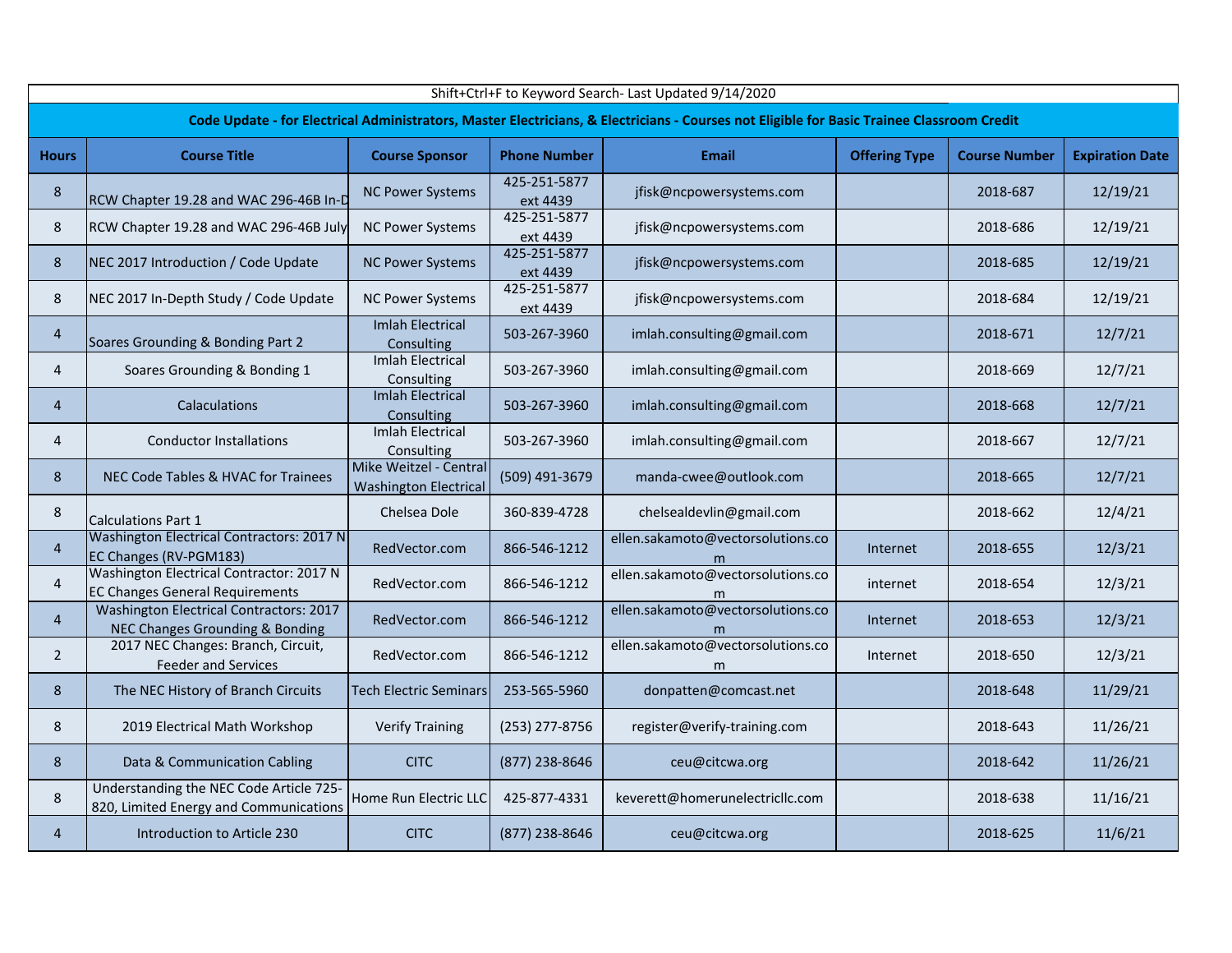Shift+Ctrl+F to Keyword Search- Last Updated 9/14/2020

**Code Update - for Electrical Administrators, Master Electricians, & Electricians - Courses not Eligible for Basic Trainee Classroom Credit**

| Hours | Course Title | Course Sponsor | Phone Number | Email | Offering Type | Course Number | Expiration Date |
|---|---|---|---|---|---|---|---|
| 8 | RCW Chapter 19.28 and WAC 296-46B In-D | NC Power Systems | 425-251-5877 ext 4439 | jfisk@ncpowersystems.com | | 2018-687 | 12/19/21 |
| 8 | RCW Chapter 19.28 and WAC 296-46B July | NC Power Systems | 425-251-5877 ext 4439 | jfisk@ncpowersystems.com | | 2018-686 | 12/19/21 |
| 8 | NEC 2017 Introduction / Code Update | NC Power Systems | 425-251-5877 ext 4439 | jfisk@ncpowersystems.com | | 2018-685 | 12/19/21 |
| 8 | NEC 2017 In-Depth Study / Code Update | NC Power Systems | 425-251-5877 ext 4439 | jfisk@ncpowersystems.com | | 2018-684 | 12/19/21 |
| 4 | Soares Grounding & Bonding Part 2 | Imlah Electrical Consulting | 503-267-3960 | imlah.consulting@gmail.com | | 2018-671 | 12/7/21 |
| 4 | Soares Grounding & Bonding 1 | Imlah Electrical Consulting | 503-267-3960 | imlah.consulting@gmail.com | | 2018-669 | 12/7/21 |
| 4 | Calaculations | Imlah Electrical Consulting | 503-267-3960 | imlah.consulting@gmail.com | | 2018-668 | 12/7/21 |
| 4 | Conductor Installations | Imlah Electrical Consulting | 503-267-3960 | imlah.consulting@gmail.com | | 2018-667 | 12/7/21 |
| 8 | NEC Code Tables & HVAC for Trainees | Mike Weitzel - Central Washington Electrical | (509) 491-3679 | manda-cwee@outlook.com | | 2018-665 | 12/7/21 |
| 8 | Calculations Part 1 | Chelsea Dole | 360-839-4728 | chelsealdevlin@gmail.com | | 2018-662 | 12/4/21 |
| 4 | Washington Electrical Contractors: 2017 NEC Changes (RV-PGM183) | RedVector.com | 866-546-1212 | ellen.sakamoto@vectorsolutions.com | Internet | 2018-655 | 12/3/21 |
| 4 | Washington Electrical Contractor: 2017 NEC Changes General Requirements | RedVector.com | 866-546-1212 | ellen.sakamoto@vectorsolutions.com | internet | 2018-654 | 12/3/21 |
| 4 | Washington Electrical Contractors: 2017 NEC Changes Grounding & Bonding | RedVector.com | 866-546-1212 | ellen.sakamoto@vectorsolutions.com | Internet | 2018-653 | 12/3/21 |
| 2 | 2017 NEC Changes: Branch, Circuit, Feeder and Services | RedVector.com | 866-546-1212 | ellen.sakamoto@vectorsolutions.com | Internet | 2018-650 | 12/3/21 |
| 8 | The NEC History of Branch Circuits | Tech Electric Seminars | 253-565-5960 | donpatten@comcast.net | | 2018-648 | 11/29/21 |
| 8 | 2019 Electrical Math Workshop | Verify Training | (253) 277-8756 | register@verify-training.com | | 2018-643 | 11/26/21 |
| 8 | Data & Communication Cabling | CITC | (877) 238-8646 | ceu@citcwa.org | | 2018-642 | 11/26/21 |
| 8 | Understanding the NEC Code Article 725-820, Limited Energy and Communications | Home Run Electric LLC | 425-877-4331 | keverett@homerunelectricllc.com | | 2018-638 | 11/16/21 |
| 4 | Introduction to Article 230 | CITC | (877) 238-8646 | ceu@citcwa.org | | 2018-625 | 11/6/21 |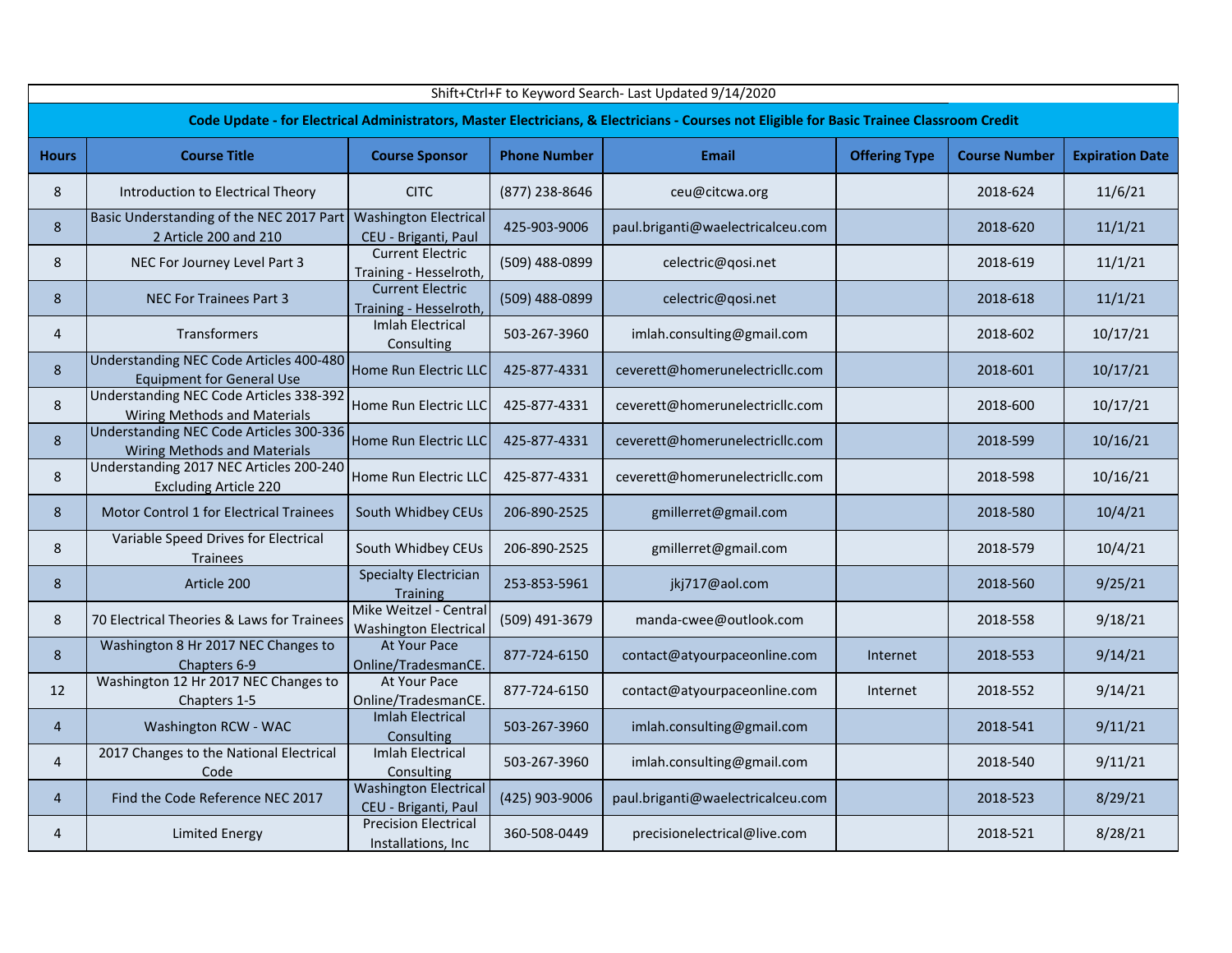Shift+Ctrl+F to Keyword Search- Last Updated 9/14/2020

**Code Update - for Electrical Administrators, Master Electricians, & Electricians - Courses not Eligible for Basic Trainee Classroom Credit**

| Hours | Course Title | Course Sponsor | Phone Number | Email | Offering Type | Course Number | Expiration Date |
|---|---|---|---|---|---|---|---|
| 8 | Introduction to Electrical Theory | CITC | (877) 238-8646 | ceu@citcwa.org | | 2018-624 | 11/6/21 |
| 8 | Basic Understanding of the NEC 2017 Part 2 Article 200 and 210 | Washington Electrical CEU - Briganti, Paul | 425-903-9006 | paul.briganti@waelectricalceu.com | | 2018-620 | 11/1/21 |
| 8 | NEC For Journey Level Part 3 | Current Electric Training - Hesselroth, | (509) 488-0899 | celectric@qosi.net | | 2018-619 | 11/1/21 |
| 8 | NEC For Trainees Part 3 | Current Electric Training - Hesselroth, | (509) 488-0899 | celectric@qosi.net | | 2018-618 | 11/1/21 |
| 4 | Transformers | Imlah Electrical Consulting | 503-267-3960 | imlah.consulting@gmail.com | | 2018-602 | 10/17/21 |
| 8 | Understanding NEC Code Articles 400-480 Equipment for General Use | Home Run Electric LLC | 425-877-4331 | ceverett@homerunelectricllc.com | | 2018-601 | 10/17/21 |
| 8 | Understanding NEC Code Articles 338-392 Wiring Methods and Materials | Home Run Electric LLC | 425-877-4331 | ceverett@homerunelectricllc.com | | 2018-600 | 10/17/21 |
| 8 | Understanding NEC Code Articles 300-336 Wiring Methods and Materials | Home Run Electric LLC | 425-877-4331 | ceverett@homerunelectricllc.com | | 2018-599 | 10/16/21 |
| 8 | Understanding 2017 NEC Articles 200-240 Excluding Article 220 | Home Run Electric LLC | 425-877-4331 | ceverett@homerunelectricllc.com | | 2018-598 | 10/16/21 |
| 8 | Motor Control 1 for Electrical Trainees | South Whidbey CEUs | 206-890-2525 | gmillerret@gmail.com | | 2018-580 | 10/4/21 |
| 8 | Variable Speed Drives for Electrical Trainees | South Whidbey CEUs | 206-890-2525 | gmillerret@gmail.com | | 2018-579 | 10/4/21 |
| 8 | Article 200 | Specialty Electrician Training | 253-853-5961 | jkj717@aol.com | | 2018-560 | 9/25/21 |
| 8 | 70 Electrical Theories & Laws for Trainees | Mike Weitzel - Central Washington Electrical | (509) 491-3679 | manda-cwee@outlook.com | | 2018-558 | 9/18/21 |
| 8 | Washington 8 Hr 2017 NEC Changes to Chapters 6-9 | At Your Pace Online/TradesmanCE. | 877-724-6150 | contact@atyourpaceonline.com | Internet | 2018-553 | 9/14/21 |
| 12 | Washington 12 Hr 2017 NEC Changes to Chapters 1-5 | At Your Pace Online/TradesmanCE. | 877-724-6150 | contact@atyourpaceonline.com | Internet | 2018-552 | 9/14/21 |
| 4 | Washington RCW - WAC | Imlah Electrical Consulting | 503-267-3960 | imlah.consulting@gmail.com | | 2018-541 | 9/11/21 |
| 4 | 2017 Changes to the National Electrical Code | Imlah Electrical Consulting | 503-267-3960 | imlah.consulting@gmail.com | | 2018-540 | 9/11/21 |
| 4 | Find the Code Reference NEC 2017 | Washington Electrical CEU - Briganti, Paul | (425) 903-9006 | paul.briganti@waelectricalceu.com | | 2018-523 | 8/29/21 |
| 4 | Limited Energy | Precision Electrical Installations, Inc | 360-508-0449 | precisionelectrical@live.com | | 2018-521 | 8/28/21 |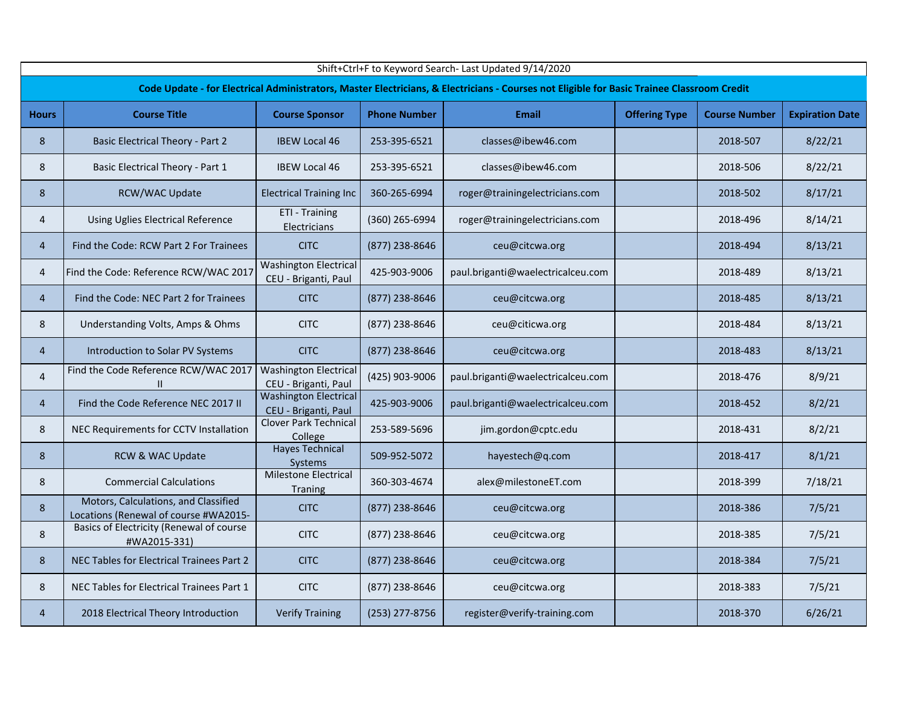Shift+Ctrl+F to Keyword Search- Last Updated 9/14/2020

**Code Update - for Electrical Administrators, Master Electricians, & Electricians - Courses not Eligible for Basic Trainee Classroom Credit**

| Hours | Course Title | Course Sponsor | Phone Number | Email | Offering Type | Course Number | Expiration Date |
|---|---|---|---|---|---|---|---|
| 8 | Basic Electrical Theory - Part 2 | IBEW Local 46 | 253-395-6521 | classes@ibew46.com | | 2018-507 | 8/22/21 |
| 8 | Basic Electrical Theory - Part 1 | IBEW Local 46 | 253-395-6521 | classes@ibew46.com | | 2018-506 | 8/22/21 |
| 8 | RCW/WAC Update | Electrical Training Inc | 360-265-6994 | roger@trainingelectricians.com | | 2018-502 | 8/17/21 |
| 4 | Using Uglies Electrical Reference | ETI - Training Electricians | (360) 265-6994 | roger@trainingelectricians.com | | 2018-496 | 8/14/21 |
| 4 | Find the Code: RCW Part 2 For Trainees | CITC | (877) 238-8646 | ceu@citcwa.org | | 2018-494 | 8/13/21 |
| 4 | Find the Code: Reference RCW/WAC 2017 | Washington Electrical CEU - Briganti, Paul | 425-903-9006 | paul.briganti@waelectricalceu.com | | 2018-489 | 8/13/21 |
| 4 | Find the Code: NEC Part 2 for Trainees | CITC | (877) 238-8646 | ceu@citcwa.org | | 2018-485 | 8/13/21 |
| 8 | Understanding Volts, Amps & Ohms | CITC | (877) 238-8646 | ceu@citicwa.org | | 2018-484 | 8/13/21 |
| 4 | Introduction to Solar PV Systems | CITC | (877) 238-8646 | ceu@citcwa.org | | 2018-483 | 8/13/21 |
| 4 | Find the Code Reference RCW/WAC 2017 II | Washington Electrical CEU - Briganti, Paul | (425) 903-9006 | paul.briganti@waelectricalceu.com | | 2018-476 | 8/9/21 |
| 4 | Find the Code Reference NEC 2017 II | Washington Electrical CEU - Briganti, Paul | 425-903-9006 | paul.briganti@waelectricalceu.com | | 2018-452 | 8/2/21 |
| 8 | NEC Requirements for CCTV Installation | Clover Park Technical College | 253-589-5696 | jim.gordon@cptc.edu | | 2018-431 | 8/2/21 |
| 8 | RCW & WAC Update | Hayes Technical Systems | 509-952-5072 | hayestech@q.com | | 2018-417 | 8/1/21 |
| 8 | Commercial Calculations | Milestone Electrical Traning | 360-303-4674 | alex@milestoneET.com | | 2018-399 | 7/18/21 |
| 8 | Motors, Calculations, and Classified Locations (Renewal of course #WA2015- | CITC | (877) 238-8646 | ceu@citcwa.org | | 2018-386 | 7/5/21 |
| 8 | Basics of Electricity (Renewal of course #WA2015-331) | CITC | (877) 238-8646 | ceu@citcwa.org | | 2018-385 | 7/5/21 |
| 8 | NEC Tables for Electrical Trainees Part 2 | CITC | (877) 238-8646 | ceu@citcwa.org | | 2018-384 | 7/5/21 |
| 8 | NEC Tables for Electrical Trainees Part 1 | CITC | (877) 238-8646 | ceu@citcwa.org | | 2018-383 | 7/5/21 |
| 4 | 2018 Electrical Theory Introduction | Verify Training | (253) 277-8756 | register@verify-training.com | | 2018-370 | 6/26/21 |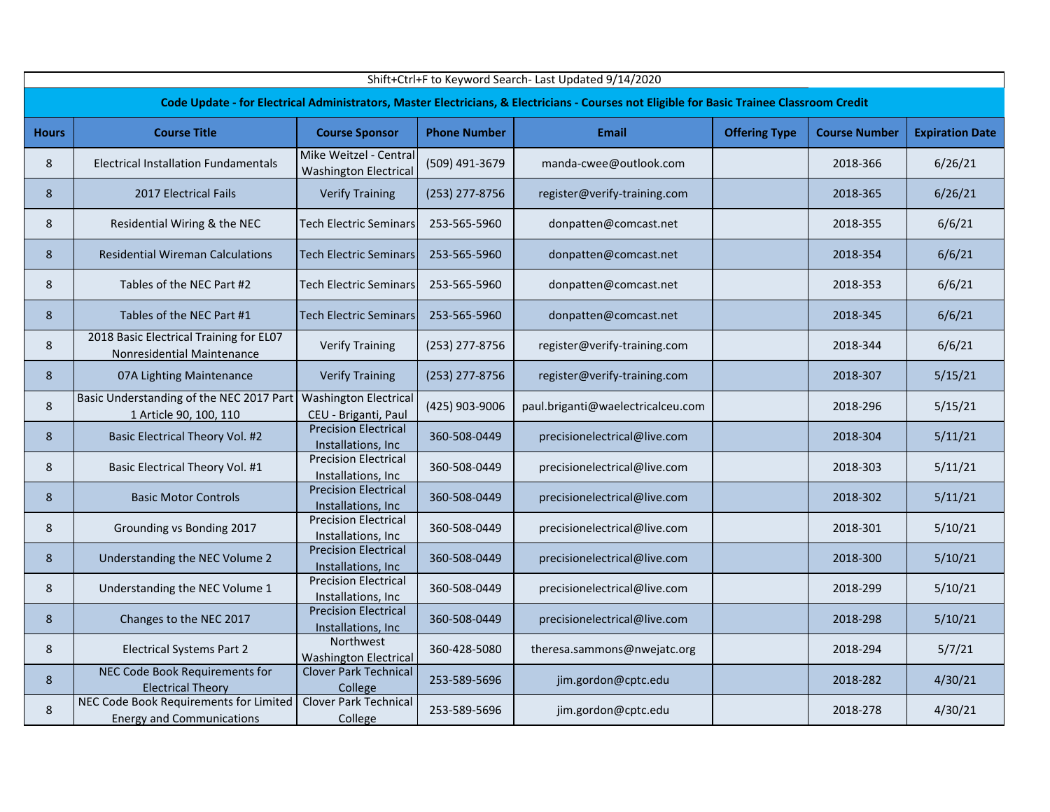Shift+Ctrl+F to Keyword Search- Last Updated 9/14/2020

**Code Update - for Electrical Administrators, Master Electricians, & Electricians - Courses not Eligible for Basic Trainee Classroom Credit**

| Hours | Course Title | Course Sponsor | Phone Number | Email | Offering Type | Course Number | Expiration Date |
|---|---|---|---|---|---|---|---|
| 8 | Electrical Installation Fundamentals | Mike Weitzel - Central Washington Electrical | (509) 491-3679 | manda-cwee@outlook.com | | 2018-366 | 6/26/21 |
| 8 | 2017 Electrical Fails | Verify Training | (253) 277-8756 | register@verify-training.com | | 2018-365 | 6/26/21 |
| 8 | Residential Wiring & the NEC | Tech Electric Seminars | 253-565-5960 | donpatten@comcast.net | | 2018-355 | 6/6/21 |
| 8 | Residential Wireman Calculations | Tech Electric Seminars | 253-565-5960 | donpatten@comcast.net | | 2018-354 | 6/6/21 |
| 8 | Tables of the NEC Part #2 | Tech Electric Seminars | 253-565-5960 | donpatten@comcast.net | | 2018-353 | 6/6/21 |
| 8 | Tables of the NEC Part #1 | Tech Electric Seminars | 253-565-5960 | donpatten@comcast.net | | 2018-345 | 6/6/21 |
| 8 | 2018 Basic Electrical Training for EL07 Nonresidential Maintenance | Verify Training | (253) 277-8756 | register@verify-training.com | | 2018-344 | 6/6/21 |
| 8 | 07A Lighting Maintenance | Verify Training | (253) 277-8756 | register@verify-training.com | | 2018-307 | 5/15/21 |
| 8 | Basic Understanding of the NEC 2017 Part 1 Article 90, 100, 110 | Washington Electrical CEU - Briganti, Paul | (425) 903-9006 | paul.briganti@waelectricalceu.com | | 2018-296 | 5/15/21 |
| 8 | Basic Electrical Theory Vol. #2 | Precision Electrical Installations, Inc | 360-508-0449 | precisionelectrical@live.com | | 2018-304 | 5/11/21 |
| 8 | Basic Electrical Theory Vol. #1 | Precision Electrical Installations, Inc | 360-508-0449 | precisionelectrical@live.com | | 2018-303 | 5/11/21 |
| 8 | Basic Motor Controls | Precision Electrical Installations, Inc | 360-508-0449 | precisionelectrical@live.com | | 2018-302 | 5/11/21 |
| 8 | Grounding vs Bonding 2017 | Precision Electrical Installations, Inc | 360-508-0449 | precisionelectrical@live.com | | 2018-301 | 5/10/21 |
| 8 | Understanding the NEC Volume 2 | Precision Electrical Installations, Inc | 360-508-0449 | precisionelectrical@live.com | | 2018-300 | 5/10/21 |
| 8 | Understanding the NEC Volume 1 | Precision Electrical Installations, Inc | 360-508-0449 | precisionelectrical@live.com | | 2018-299 | 5/10/21 |
| 8 | Changes to the NEC 2017 | Precision Electrical Installations, Inc | 360-508-0449 | precisionelectrical@live.com | | 2018-298 | 5/10/21 |
| 8 | Electrical Systems Part 2 | Northwest Washington Electrical | 360-428-5080 | theresa.sammons@nwejatc.org | | 2018-294 | 5/7/21 |
| 8 | NEC Code Book Requirements for Electrical Theory | Clover Park Technical College | 253-589-5696 | jim.gordon@cptc.edu | | 2018-282 | 4/30/21 |
| 8 | NEC Code Book Requirements for Limited Energy and Communications | Clover Park Technical College | 253-589-5696 | jim.gordon@cptc.edu | | 2018-278 | 4/30/21 |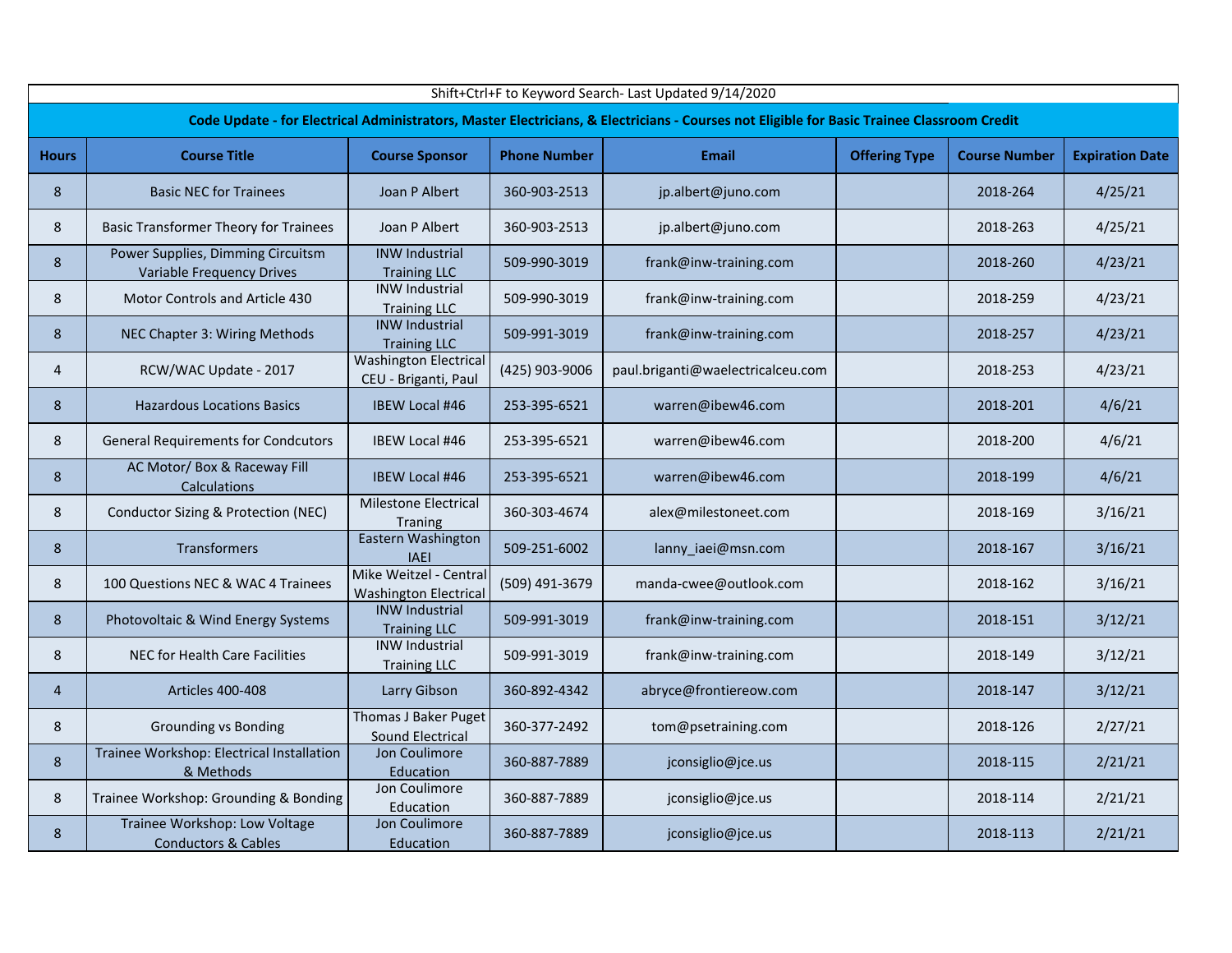Shift+Ctrl+F to Keyword Search- Last Updated 9/14/2020

**Code Update - for Electrical Administrators, Master Electricians, & Electricians - Courses not Eligible for Basic Trainee Classroom Credit**

| Hours | Course Title | Course Sponsor | Phone Number | Email | Offering Type | Course Number | Expiration Date |
|---|---|---|---|---|---|---|---|
| 8 | Basic NEC for Trainees | Joan P Albert | 360-903-2513 | jp.albert@juno.com | | 2018-264 | 4/25/21 |
| 8 | Basic Transformer Theory for Trainees | Joan P Albert | 360-903-2513 | jp.albert@juno.com | | 2018-263 | 4/25/21 |
| 8 | Power Supplies, Dimming Circuitsm Variable Frequency Drives | INW Industrial Training LLC | 509-990-3019 | frank@inw-training.com | | 2018-260 | 4/23/21 |
| 8 | Motor Controls and Article 430 | INW Industrial Training LLC | 509-990-3019 | frank@inw-training.com | | 2018-259 | 4/23/21 |
| 8 | NEC Chapter 3: Wiring Methods | INW Industrial Training LLC | 509-991-3019 | frank@inw-training.com | | 2018-257 | 4/23/21 |
| 4 | RCW/WAC Update - 2017 | Washington Electrical CEU - Briganti, Paul | (425) 903-9006 | paul.briganti@waelectricalceu.com | | 2018-253 | 4/23/21 |
| 8 | Hazardous Locations Basics | IBEW Local #46 | 253-395-6521 | warren@ibew46.com | | 2018-201 | 4/6/21 |
| 8 | General Requirements for Condcutors | IBEW Local #46 | 253-395-6521 | warren@ibew46.com | | 2018-200 | 4/6/21 |
| 8 | AC Motor/ Box & Raceway Fill Calculations | IBEW Local #46 | 253-395-6521 | warren@ibew46.com | | 2018-199 | 4/6/21 |
| 8 | Conductor Sizing & Protection (NEC) | Milestone Electrical Traning | 360-303-4674 | alex@milestoneet.com | | 2018-169 | 3/16/21 |
| 8 | Transformers | Eastern Washington IAEI | 509-251-6002 | lanny_iaei@msn.com | | 2018-167 | 3/16/21 |
| 8 | 100 Questions NEC & WAC 4 Trainees | Mike Weitzel - Central Washington Electrical | (509) 491-3679 | manda-cwee@outlook.com | | 2018-162 | 3/16/21 |
| 8 | Photovoltaic & Wind Energy Systems | INW Industrial Training LLC | 509-991-3019 | frank@inw-training.com | | 2018-151 | 3/12/21 |
| 8 | NEC for Health Care Facilities | INW Industrial Training LLC | 509-991-3019 | frank@inw-training.com | | 2018-149 | 3/12/21 |
| 4 | Articles 400-408 | Larry Gibson | 360-892-4342 | abryce@frontiereow.com | | 2018-147 | 3/12/21 |
| 8 | Grounding vs Bonding | Thomas J Baker Puget Sound Electrical | 360-377-2492 | tom@psetraining.com | | 2018-126 | 2/27/21 |
| 8 | Trainee Workshop: Electrical Installation & Methods | Jon Coulimore Education | 360-887-7889 | jconsiglio@jce.us | | 2018-115 | 2/21/21 |
| 8 | Trainee Workshop: Grounding & Bonding | Jon Coulimore Education | 360-887-7889 | jconsiglio@jce.us | | 2018-114 | 2/21/21 |
| 8 | Trainee Workshop: Low Voltage Conductors & Cables | Jon Coulimore Education | 360-887-7889 | jconsiglio@jce.us | | 2018-113 | 2/21/21 |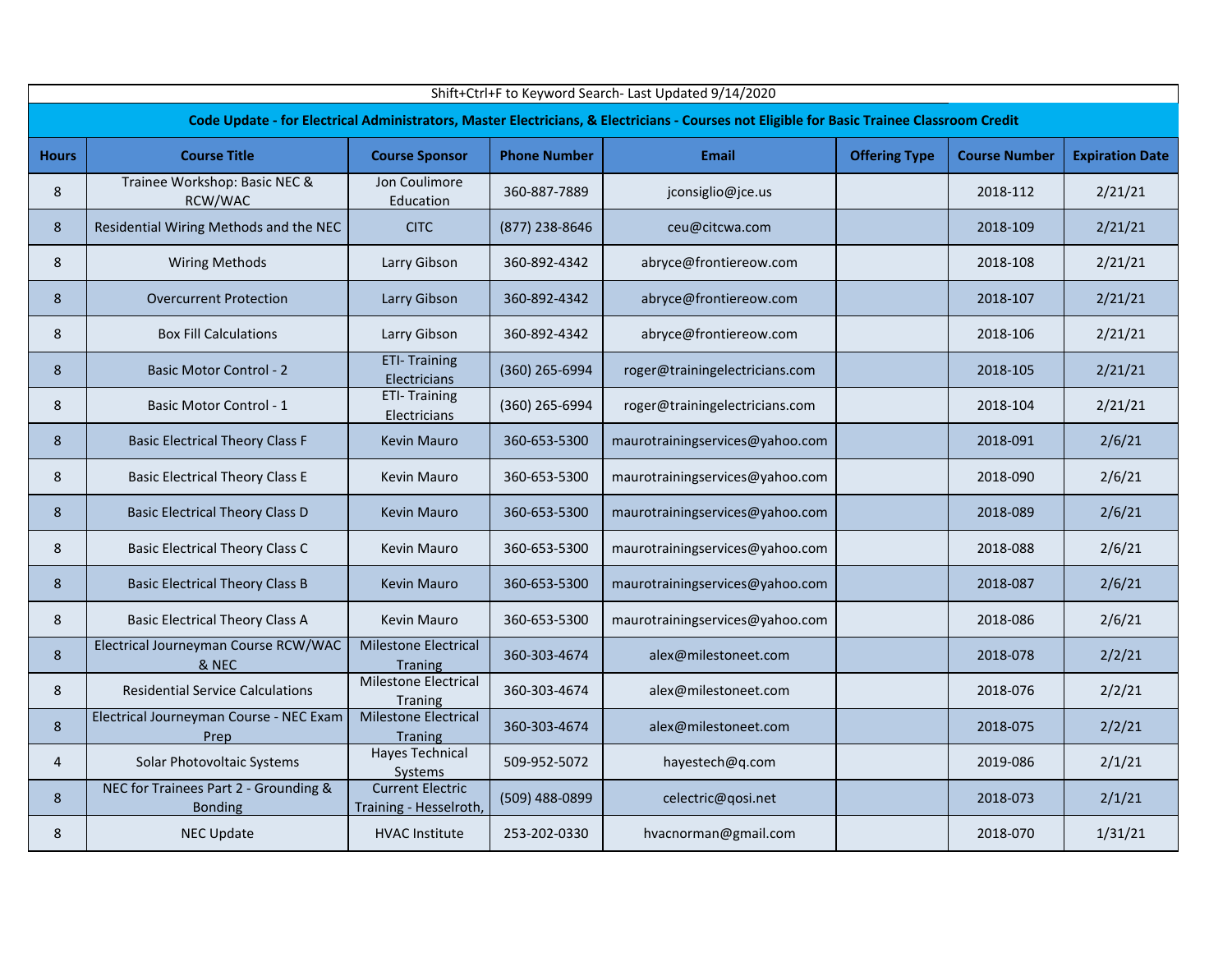Shift+Ctrl+F to Keyword Search- Last Updated 9/14/2020

**Code Update - for Electrical Administrators, Master Electricians, & Electricians - Courses not Eligible for Basic Trainee Classroom Credit**

| Hours | Course Title | Course Sponsor | Phone Number | Email | Offering Type | Course Number | Expiration Date |
|---|---|---|---|---|---|---|---|
| 8 | Trainee Workshop: Basic NEC & RCW/WAC | Jon Coulimore Education | 360-887-7889 | jconsiglio@jce.us | | 2018-112 | 2/21/21 |
| 8 | Residential Wiring Methods and the NEC | CITC | (877) 238-8646 | ceu@citcwa.com | | 2018-109 | 2/21/21 |
| 8 | Wiring Methods | Larry Gibson | 360-892-4342 | abryce@frontiereow.com | | 2018-108 | 2/21/21 |
| 8 | Overcurrent Protection | Larry Gibson | 360-892-4342 | abryce@frontiereow.com | | 2018-107 | 2/21/21 |
| 8 | Box Fill Calculations | Larry Gibson | 360-892-4342 | abryce@frontiereow.com | | 2018-106 | 2/21/21 |
| 8 | Basic Motor Control - 2 | ETI- Training Electricians | (360) 265-6994 | roger@trainingelectricians.com | | 2018-105 | 2/21/21 |
| 8 | Basic Motor Control - 1 | ETI- Training Electricians | (360) 265-6994 | roger@trainingelectricians.com | | 2018-104 | 2/21/21 |
| 8 | Basic Electrical Theory Class F | Kevin Mauro | 360-653-5300 | maurotrainingservices@yahoo.com | | 2018-091 | 2/6/21 |
| 8 | Basic Electrical Theory Class E | Kevin Mauro | 360-653-5300 | maurotrainingservices@yahoo.com | | 2018-090 | 2/6/21 |
| 8 | Basic Electrical Theory Class D | Kevin Mauro | 360-653-5300 | maurotrainingservices@yahoo.com | | 2018-089 | 2/6/21 |
| 8 | Basic Electrical Theory Class C | Kevin Mauro | 360-653-5300 | maurotrainingservices@yahoo.com | | 2018-088 | 2/6/21 |
| 8 | Basic Electrical Theory Class B | Kevin Mauro | 360-653-5300 | maurotrainingservices@yahoo.com | | 2018-087 | 2/6/21 |
| 8 | Basic Electrical Theory Class A | Kevin Mauro | 360-653-5300 | maurotrainingservices@yahoo.com | | 2018-086 | 2/6/21 |
| 8 | Electrical Journeyman Course RCW/WAC & NEC | Milestone Electrical Traning | 360-303-4674 | alex@milestoneet.com | | 2018-078 | 2/2/21 |
| 8 | Residential Service Calculations | Milestone Electrical Traning | 360-303-4674 | alex@milestoneet.com | | 2018-076 | 2/2/21 |
| 8 | Electrical Journeyman Course - NEC Exam Prep | Milestone Electrical Traning | 360-303-4674 | alex@milestoneet.com | | 2018-075 | 2/2/21 |
| 4 | Solar Photovoltaic Systems | Hayes Technical Systems | 509-952-5072 | hayestech@q.com | | 2019-086 | 2/1/21 |
| 8 | NEC for Trainees Part 2 - Grounding & Bonding | Current Electric Training - Hesselroth, | (509) 488-0899 | celectric@qosi.net | | 2018-073 | 2/1/21 |
| 8 | NEC Update | HVAC Institute | 253-202-0330 | hvacnorman@gmail.com | | 2018-070 | 1/31/21 |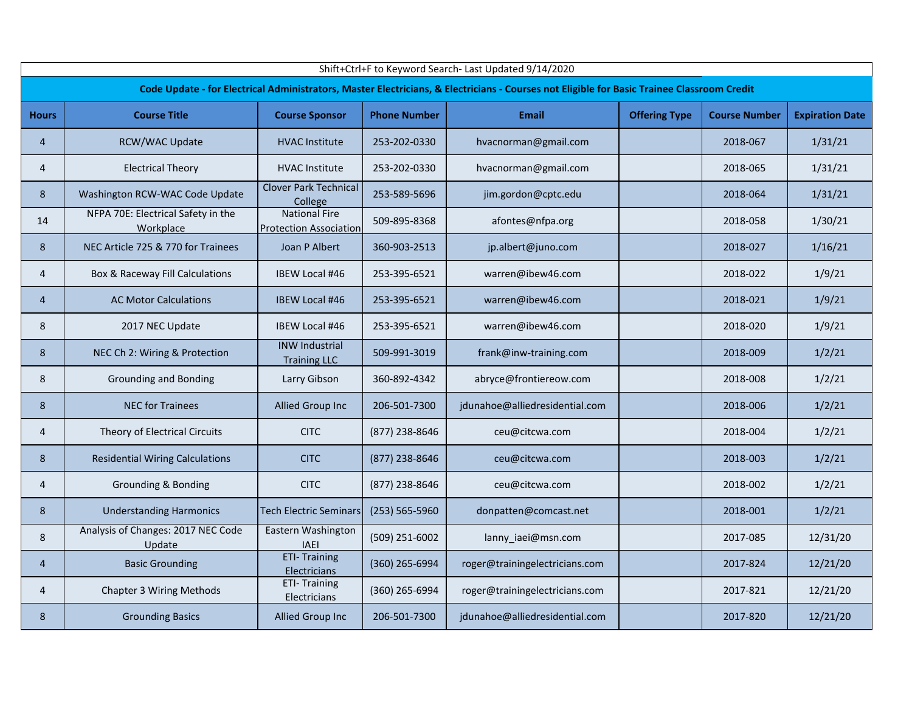Shift+Ctrl+F to Keyword Search- Last Updated 9/14/2020

**Code Update - for Electrical Administrators, Master Electricians, & Electricians - Courses not Eligible for Basic Trainee Classroom Credit**

| Hours | Course Title | Course Sponsor | Phone Number | Email | Offering Type | Course Number | Expiration Date |
|---|---|---|---|---|---|---|---|
| 4 | RCW/WAC Update | HVAC Institute | 253-202-0330 | hvacnorman@gmail.com | | 2018-067 | 1/31/21 |
| 4 | Electrical Theory | HVAC Institute | 253-202-0330 | hvacnorman@gmail.com | | 2018-065 | 1/31/21 |
| 8 | Washington RCW-WAC Code Update | Clover Park Technical College | 253-589-5696 | jim.gordon@cptc.edu | | 2018-064 | 1/31/21 |
| 14 | NFPA 70E: Electrical Safety in the Workplace | National Fire Protection Association | 509-895-8368 | afontes@nfpa.org | | 2018-058 | 1/30/21 |
| 8 | NEC Article 725 & 770 for Trainees | Joan P Albert | 360-903-2513 | jp.albert@juno.com | | 2018-027 | 1/16/21 |
| 4 | Box & Raceway Fill Calculations | IBEW Local #46 | 253-395-6521 | warren@ibew46.com | | 2018-022 | 1/9/21 |
| 4 | AC Motor Calculations | IBEW Local #46 | 253-395-6521 | warren@ibew46.com | | 2018-021 | 1/9/21 |
| 8 | 2017 NEC Update | IBEW Local #46 | 253-395-6521 | warren@ibew46.com | | 2018-020 | 1/9/21 |
| 8 | NEC Ch 2: Wiring & Protection | INW Industrial Training LLC | 509-991-3019 | frank@inw-training.com | | 2018-009 | 1/2/21 |
| 8 | Grounding and Bonding | Larry Gibson | 360-892-4342 | abryce@frontiereow.com | | 2018-008 | 1/2/21 |
| 8 | NEC for Trainees | Allied Group Inc | 206-501-7300 | jdunahoe@alliedresidential.com | | 2018-006 | 1/2/21 |
| 4 | Theory of Electrical Circuits | CITC | (877) 238-8646 | ceu@citcwa.com | | 2018-004 | 1/2/21 |
| 8 | Residential Wiring Calculations | CITC | (877) 238-8646 | ceu@citcwa.com | | 2018-003 | 1/2/21 |
| 4 | Grounding & Bonding | CITC | (877) 238-8646 | ceu@citcwa.com | | 2018-002 | 1/2/21 |
| 8 | Understanding Harmonics | Tech Electric Seminars | (253) 565-5960 | donpatten@comcast.net | | 2018-001 | 1/2/21 |
| 8 | Analysis of Changes: 2017 NEC Code Update | Eastern Washington IAEI | (509) 251-6002 | lanny_iaei@msn.com | | 2017-085 | 12/31/20 |
| 4 | Basic Grounding | ETI- Training Electricians | (360) 265-6994 | roger@trainingelectricians.com | | 2017-824 | 12/21/20 |
| 4 | Chapter 3 Wiring Methods | ETI- Training Electricians | (360) 265-6994 | roger@trainingelectricians.com | | 2017-821 | 12/21/20 |
| 8 | Grounding Basics | Allied Group Inc | 206-501-7300 | jdunahoe@alliedresidential.com | | 2017-820 | 12/21/20 |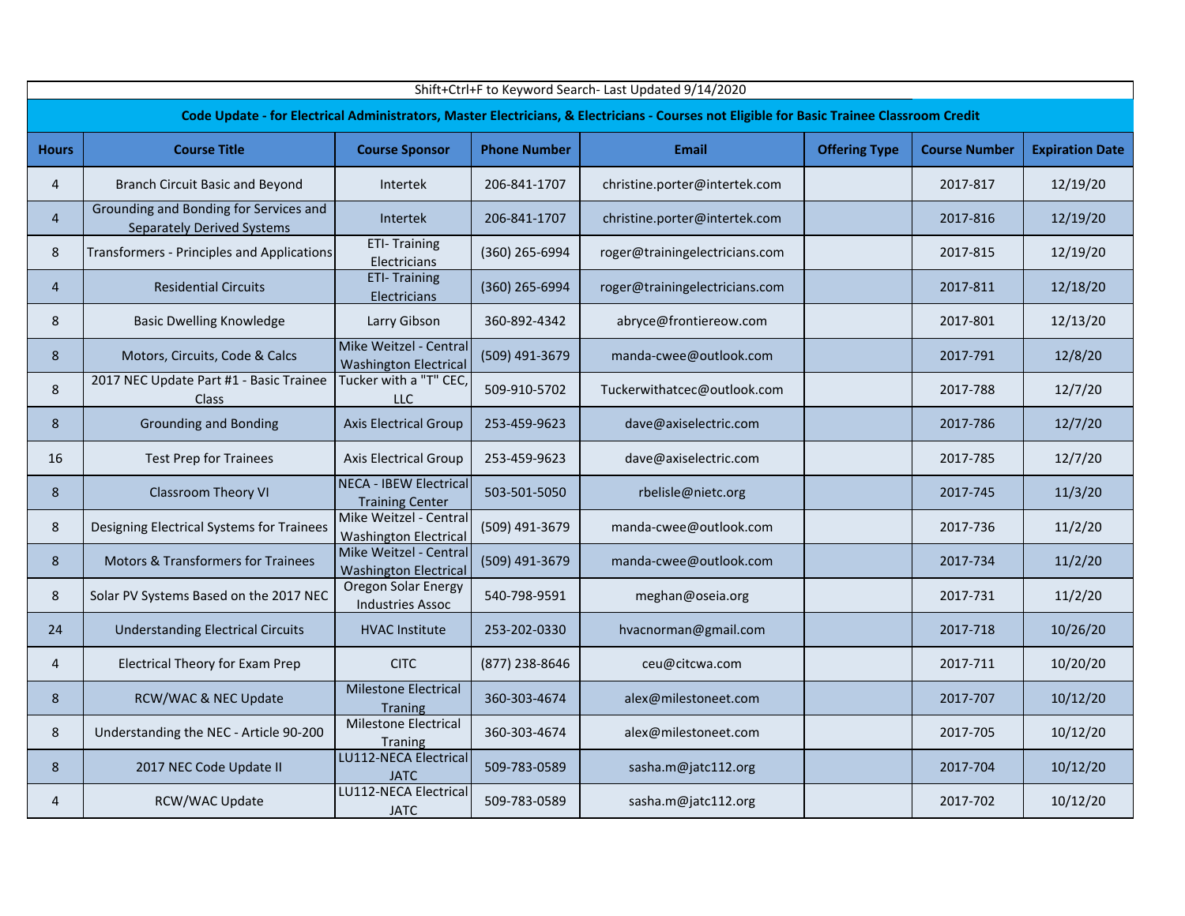Shift+Ctrl+F to Keyword Search- Last Updated 9/14/2020

**Code Update - for Electrical Administrators, Master Electricians, & Electricians - Courses not Eligible for Basic Trainee Classroom Credit**

| Hours | Course Title | Course Sponsor | Phone Number | Email | Offering Type | Course Number | Expiration Date |
|---|---|---|---|---|---|---|---|
| 4 | Branch Circuit Basic and Beyond | Intertek | 206-841-1707 | christine.porter@intertek.com | | 2017-817 | 12/19/20 |
| 4 | Grounding and Bonding for Services and Separately Derived Systems | Intertek | 206-841-1707 | christine.porter@intertek.com | | 2017-816 | 12/19/20 |
| 8 | Transformers - Principles and Applications | ETI- Training Electricians | (360) 265-6994 | roger@trainingelectricians.com | | 2017-815 | 12/19/20 |
| 4 | Residential Circuits | ETI- Training Electricians | (360) 265-6994 | roger@trainingelectricians.com | | 2017-811 | 12/18/20 |
| 8 | Basic Dwelling Knowledge | Larry Gibson | 360-892-4342 | abryce@frontiereow.com | | 2017-801 | 12/13/20 |
| 8 | Motors, Circuits, Code & Calcs | Mike Weitzel - Central Washington Electrical | (509) 491-3679 | manda-cwee@outlook.com | | 2017-791 | 12/8/20 |
| 8 | 2017 NEC Update Part #1 - Basic Trainee Class | Tucker with a "T" CEC, LLC | 509-910-5702 | Tuckerwithatcec@outlook.com | | 2017-788 | 12/7/20 |
| 8 | Grounding and Bonding | Axis Electrical Group | 253-459-9623 | dave@axiselectric.com | | 2017-786 | 12/7/20 |
| 16 | Test Prep for Trainees | Axis Electrical Group | 253-459-9623 | dave@axiselectric.com | | 2017-785 | 12/7/20 |
| 8 | Classroom Theory VI | NECA - IBEW Electrical Training Center | 503-501-5050 | rbelisle@nietc.org | | 2017-745 | 11/3/20 |
| 8 | Designing Electrical Systems for Trainees | Mike Weitzel - Central Washington Electrical | (509) 491-3679 | manda-cwee@outlook.com | | 2017-736 | 11/2/20 |
| 8 | Motors & Transformers for Trainees | Mike Weitzel - Central Washington Electrical | (509) 491-3679 | manda-cwee@outlook.com | | 2017-734 | 11/2/20 |
| 8 | Solar PV Systems Based on the 2017 NEC | Oregon Solar Energy Industries Assoc | 540-798-9591 | meghan@oseia.org | | 2017-731 | 11/2/20 |
| 24 | Understanding Electrical Circuits | HVAC Institute | 253-202-0330 | hvacnorman@gmail.com | | 2017-718 | 10/26/20 |
| 4 | Electrical Theory for Exam Prep | CITC | (877) 238-8646 | ceu@citcwa.com | | 2017-711 | 10/20/20 |
| 8 | RCW/WAC & NEC Update | Milestone Electrical Traning | 360-303-4674 | alex@milestoneet.com | | 2017-707 | 10/12/20 |
| 8 | Understanding the NEC - Article 90-200 | Milestone Electrical Traning | 360-303-4674 | alex@milestoneet.com | | 2017-705 | 10/12/20 |
| 8 | 2017 NEC Code Update II | LU112-NECA Electrical JATC | 509-783-0589 | sasha.m@jatc112.org | | 2017-704 | 10/12/20 |
| 4 | RCW/WAC Update | LU112-NECA Electrical JATC | 509-783-0589 | sasha.m@jatc112.org | | 2017-702 | 10/12/20 |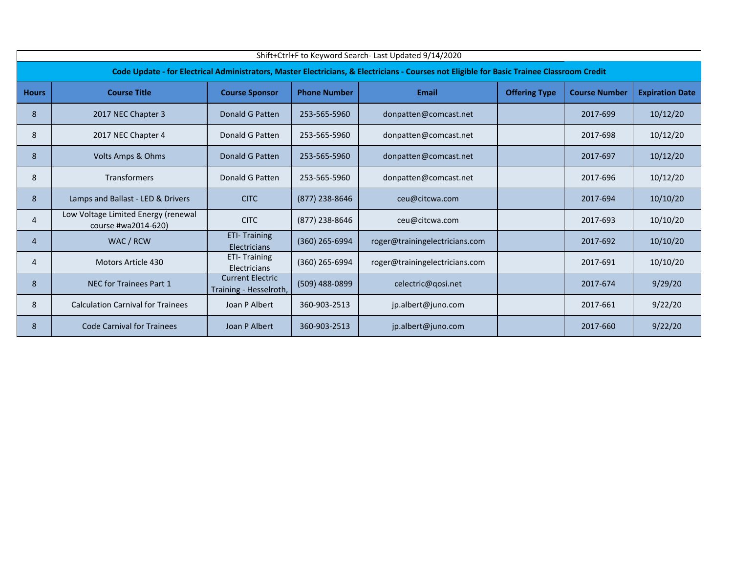Shift+Ctrl+F to Keyword Search- Last Updated 9/14/2020

## Code Update - for Electrical Administrators, Master Electricians, & Electricians - Courses not Eligible for Basic Trainee Classroom Credit

| Hours | Course Title | Course Sponsor | Phone Number | Email | Offering Type | Course Number | Expiration Date |
|---|---|---|---|---|---|---|---|
| 8 | 2017 NEC Chapter 3 | Donald G Patten | 253-565-5960 | donpatten@comcast.net | | 2017-699 | 10/12/20 |
| 8 | 2017 NEC Chapter 4 | Donald G Patten | 253-565-5960 | donpatten@comcast.net | | 2017-698 | 10/12/20 |
| 8 | Volts Amps & Ohms | Donald G Patten | 253-565-5960 | donpatten@comcast.net | | 2017-697 | 10/12/20 |
| 8 | Transformers | Donald G Patten | 253-565-5960 | donpatten@comcast.net | | 2017-696 | 10/12/20 |
| 8 | Lamps and Ballast - LED & Drivers | CITC | (877) 238-8646 | ceu@citcwa.com | | 2017-694 | 10/10/20 |
| 4 | Low Voltage Limited Energy (renewal course #wa2014-620) | CITC | (877) 238-8646 | ceu@citcwa.com | | 2017-693 | 10/10/20 |
| 4 | WAC / RCW | ETI- Training Electricians | (360) 265-6994 | roger@trainingelectricians.com | | 2017-692 | 10/10/20 |
| 4 | Motors Article 430 | ETI- Training Electricians | (360) 265-6994 | roger@trainingelectricians.com | | 2017-691 | 10/10/20 |
| 8 | NEC for Trainees Part 1 | Current Electric Training - Hesselroth, | (509) 488-0899 | celectric@qosi.net | | 2017-674 | 9/29/20 |
| 8 | Calculation Carnival for Trainees | Joan P Albert | 360-903-2513 | jp.albert@juno.com | | 2017-661 | 9/22/20 |
| 8 | Code Carnival for Trainees | Joan P Albert | 360-903-2513 | jp.albert@juno.com | | 2017-660 | 9/22/20 |